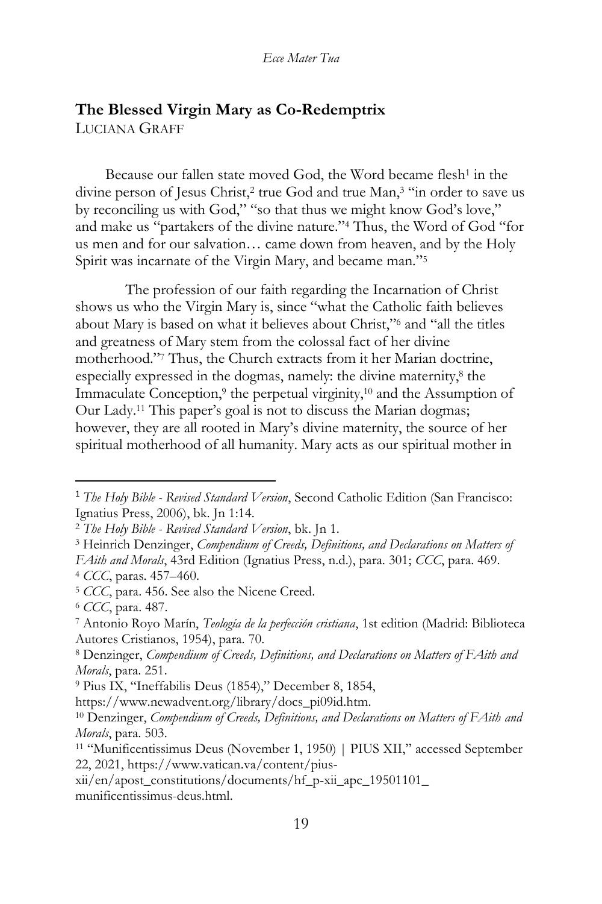## The Blessed Virgin Mary as Co-Redemptrix

LUCIANA GRAFF

Because our fallen state moved God, the Word became flesh[1] in the divine person of Jesus Christ,[2] true God and true Man,[3] "in order to save us by reconciling us with God," "so that thus we might know God's love," and make us "partakers of the divine nature."[4] Thus, the Word of God "for us men and for our salvation… came down from heaven, and by the Holy Spirit was incarnate of the Virgin Mary, and became man."[5]

The profession of our faith regarding the Incarnation of Christ shows us who the Virgin Mary is, since "what the Catholic faith believes about Mary is based on what it believes about Christ,"[6] and "all the titles and greatness of Mary stem from the colossal fact of her divine motherhood."[7] Thus, the Church extracts from it her Marian doctrine, especially expressed in the dogmas, namely: the divine maternity,[8] the Immaculate Conception,[9] the perpetual virginity,[10] and the Assumption of Our Lady.[11] This paper's goal is not to discuss the Marian dogmas; however, they are all rooted in Mary's divine maternity, the source of her spiritual motherhood of all humanity. Mary acts as our spiritual mother in

---

[1] *The Holy Bible - Revised Standard Version*, Second Catholic Edition (San Francisco: Ignatius Press, 2006), bk. Jn 1:14.

[2] *The Holy Bible - Revised Standard Version*, bk. Jn 1.

[3] Heinrich Denzinger, *Compendium of Creeds, Definitions, and Declarations on Matters of FAith and Morals*, 43rd Edition (Ignatius Press, n.d.), para. 301; *CCC*, para. 469.

[4] *CCC*, paras. 457–460.

[5] *CCC*, para. 456. See also the Nicene Creed.

[6] *CCC*, para. 487.

[7] Antonio Royo Marín, *Teología de la perfección cristiana*, 1st edition (Madrid: Biblioteca Autores Cristianos, 1954), para. 70.

[8] Denzinger, *Compendium of Creeds, Definitions, and Declarations on Matters of FAith and Morals*, para. 251.

[9] Pius IX, "Ineffabilis Deus (1854)," December 8, 1854, https://www.newadvent.org/library/docs_pi09id.htm.

[10] Denzinger, *Compendium of Creeds, Definitions, and Declarations on Matters of FAith and Morals*, para. 503.

[11] "Munificentissimus Deus (November 1, 1950) | PIUS XII," accessed September 22, 2021, https://www.vatican.va/content/pius-xii/en/apost_constitutions/documents/hf_p-xii_apc_19501101_munificentissimus-deus.html.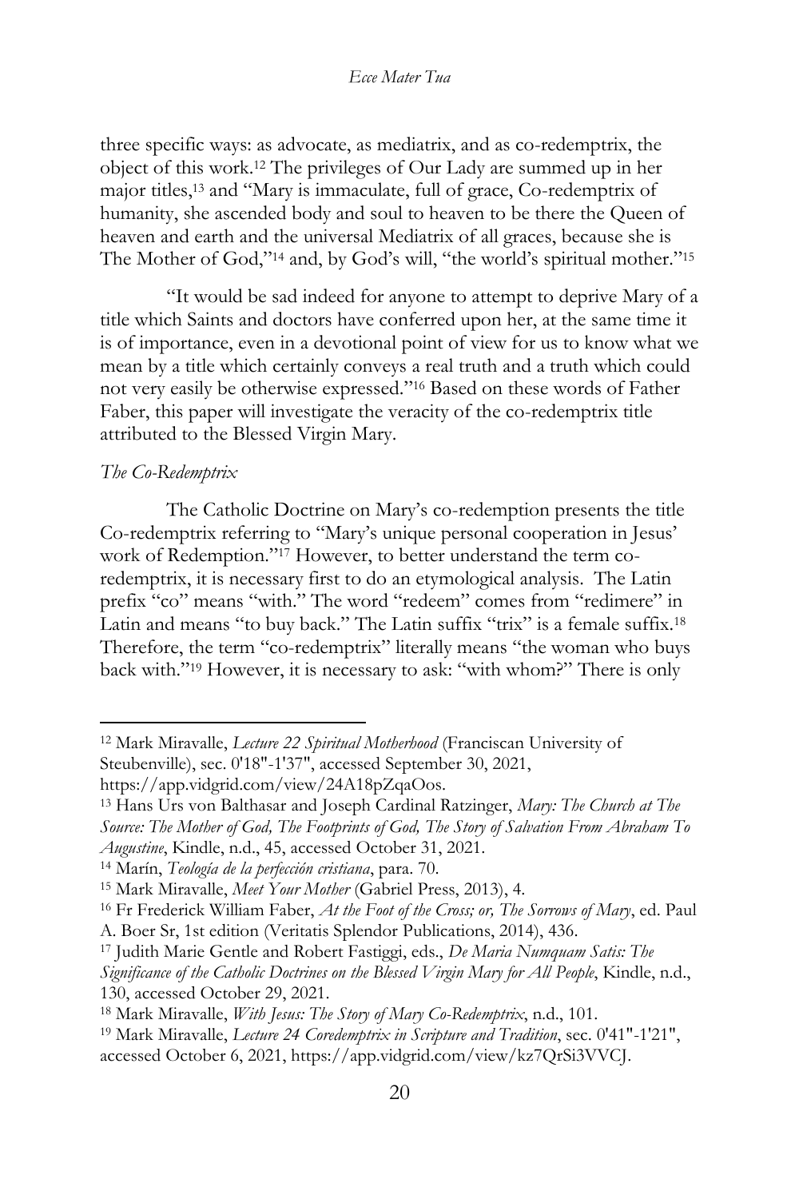three specific ways: as advocate, as mediatrix, and as co-redemptrix, the object of this work.[12] The privileges of Our Lady are summed up in her major titles,[13] and "Mary is immaculate, full of grace, Co-redemptrix of humanity, she ascended body and soul to heaven to be there the Queen of heaven and earth and the universal Mediatrix of all graces, because she is The Mother of God,"[14] and, by God's will, "the world's spiritual mother."[15]

"It would be sad indeed for anyone to attempt to deprive Mary of a title which Saints and doctors have conferred upon her, at the same time it is of importance, even in a devotional point of view for us to know what we mean by a title which certainly conveys a real truth and a truth which could not very easily be otherwise expressed."[16] Based on these words of Father Faber, this paper will investigate the veracity of the co-redemptrix title attributed to the Blessed Virgin Mary.

*The Co-Redemptrix*

The Catholic Doctrine on Mary's co-redemption presents the title Co-redemptrix referring to "Mary's unique personal cooperation in Jesus' work of Redemption."[17] However, to better understand the term co-redemptrix, it is necessary first to do an etymological analysis. The Latin prefix "co" means "with." The word "redeem" comes from "redimere" in Latin and means "to buy back." The Latin suffix "trix" is a female suffix.[18] Therefore, the term "co-redemptrix" literally means "the woman who buys back with."[19] However, it is necessary to ask: "with whom?" There is only

---

[12] Mark Miravalle, *Lecture 22 Spiritual Motherhood* (Franciscan University of Steubenville), sec. 0'18"-1'37", accessed September 30, 2021, https://app.vidgrid.com/view/24A18pZqaOos.

[13] Hans Urs von Balthasar and Joseph Cardinal Ratzinger, *Mary: The Church at The Source: The Mother of God, The Footprints of God, The Story of Salvation From Abraham To Augustine*, Kindle, n.d., 45, accessed October 31, 2021.

[14] Marín, *Teología de la perfección cristiana*, para. 70.

[15] Mark Miravalle, *Meet Your Mother* (Gabriel Press, 2013), 4.

[16] Fr Frederick William Faber, *At the Foot of the Cross; or, The Sorrows of Mary*, ed. Paul A. Boer Sr, 1st edition (Veritatis Splendor Publications, 2014), 436.

[17] Judith Marie Gentle and Robert Fastiggi, eds., *De Maria Numquam Satis: The Significance of the Catholic Doctrines on the Blessed Virgin Mary for All People*, Kindle, n.d., 130, accessed October 29, 2021.

[18] Mark Miravalle, *With Jesus: The Story of Mary Co-Redemptrix*, n.d., 101.

[19] Mark Miravalle, *Lecture 24 Coredemptrix in Scripture and Tradition*, sec. 0'41"-1'21", accessed October 6, 2021, https://app.vidgrid.com/view/kz7QrSi3VVCJ.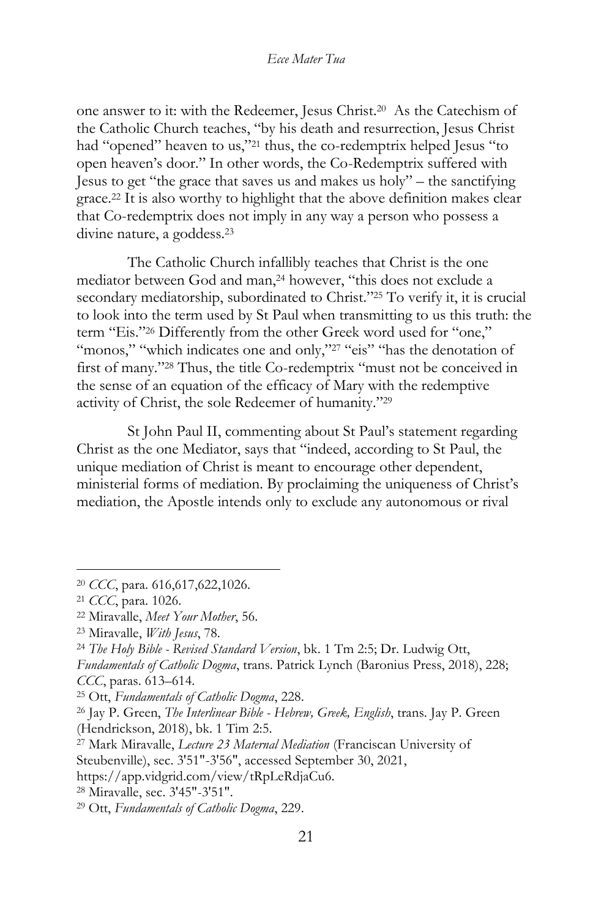one answer to it: with the Redeemer, Jesus Christ.[20] As the Catechism of the Catholic Church teaches, "by his death and resurrection, Jesus Christ had "opened" heaven to us,"[21] thus, the co-redemptrix helped Jesus "to open heaven's door." In other words, the Co-Redemptrix suffered with Jesus to get "the grace that saves us and makes us holy" – the sanctifying grace.[22] It is also worthy to highlight that the above definition makes clear that Co-redemptrix does not imply in any way a person who possess a divine nature, a goddess.[23]

The Catholic Church infallibly teaches that Christ is the one mediator between God and man,[24] however, "this does not exclude a secondary mediatorship, subordinated to Christ."[25] To verify it, it is crucial to look into the term used by St Paul when transmitting to us this truth: the term "Eis."[26] Differently from the other Greek word used for "one," "monos," "which indicates one and only,"[27] "eis" "has the denotation of first of many."[28] Thus, the title Co-redemptrix "must not be conceived in the sense of an equation of the efficacy of Mary with the redemptive activity of Christ, the sole Redeemer of humanity."[29]

St John Paul II, commenting about St Paul's statement regarding Christ as the one Mediator, says that "indeed, according to St Paul, the unique mediation of Christ is meant to encourage other dependent, ministerial forms of mediation. By proclaiming the uniqueness of Christ's mediation, the Apostle intends only to exclude any autonomous or rival

---

[20] *CCC*, para. 616,617,622,1026.

[21] *CCC*, para. 1026.

[22] Miravalle, *Meet Your Mother*, 56.

[23] Miravalle, *With Jesus*, 78.

[24] *The Holy Bible - Revised Standard Version*, bk. 1 Tm 2:5; Dr. Ludwig Ott, *Fundamentals of Catholic Dogma*, trans. Patrick Lynch (Baronius Press, 2018), 228; *CCC*, paras. 613–614.

[25] Ott, *Fundamentals of Catholic Dogma*, 228.

[26] Jay P. Green, *The Interlinear Bible - Hebrew, Greek, English*, trans. Jay P. Green (Hendrickson, 2018), bk. 1 Tim 2:5.

[27] Mark Miravalle, *Lecture 23 Maternal Mediation* (Franciscan University of Steubenville), sec. 3'51"-3'56", accessed September 30, 2021, https://app.vidgrid.com/view/tRpLeRdjaCu6.

[28] Miravalle, sec. 3'45"-3'51".

[29] Ott, *Fundamentals of Catholic Dogma*, 229.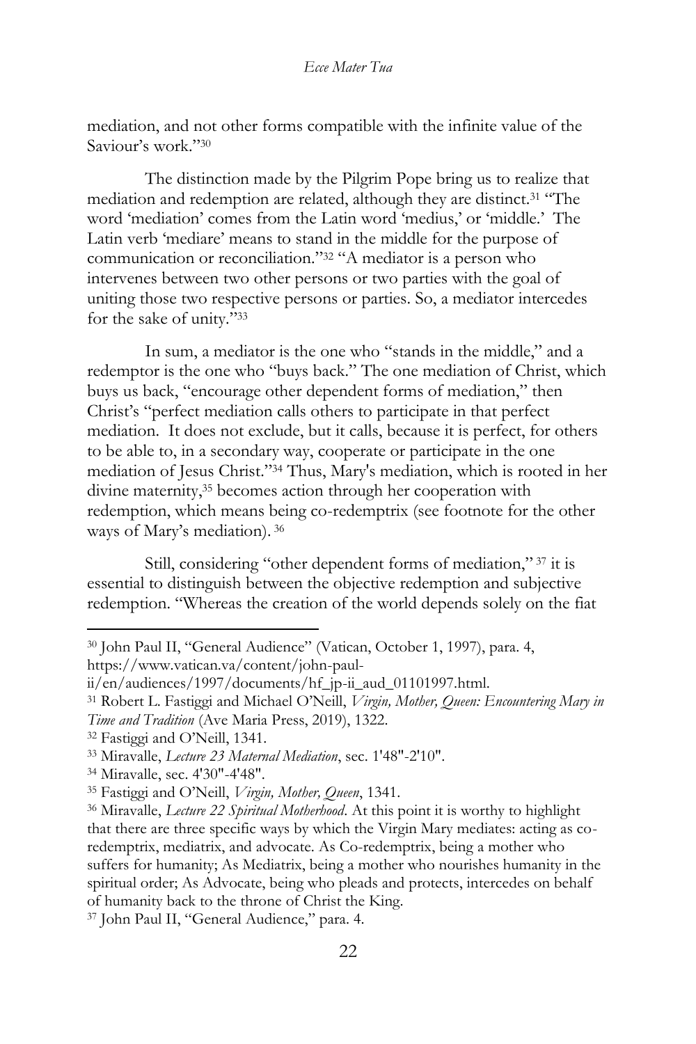mediation, and not other forms compatible with the infinite value of the Saviour's work."[30]

The distinction made by the Pilgrim Pope bring us to realize that mediation and redemption are related, although they are distinct.[31] "The word 'mediation' comes from the Latin word 'medius,' or 'middle.' The Latin verb 'mediare' means to stand in the middle for the purpose of communication or reconciliation."[32] "A mediator is a person who intervenes between two other persons or two parties with the goal of uniting those two respective persons or parties. So, a mediator intercedes for the sake of unity."[33]

In sum, a mediator is the one who "stands in the middle," and a redemptor is the one who "buys back." The one mediation of Christ, which buys us back, "encourage other dependent forms of mediation," then Christ's "perfect mediation calls others to participate in that perfect mediation. It does not exclude, but it calls, because it is perfect, for others to be able to, in a secondary way, cooperate or participate in the one mediation of Jesus Christ."[34] Thus, Mary's mediation, which is rooted in her divine maternity,[35] becomes action through her cooperation with redemption, which means being co-redemptrix (see footnote for the other ways of Mary's mediation).[36]

Still, considering "other dependent forms of mediation,"[37] it is essential to distinguish between the objective redemption and subjective redemption. "Whereas the creation of the world depends solely on the fiat

---

[30] John Paul II, "General Audience" (Vatican, October 1, 1997), para. 4, https://www.vatican.va/content/john-paul-ii/en/audiences/1997/documents/hf_jp-ii_aud_01101997.html.

[31] Robert L. Fastiggi and Michael O'Neill, *Virgin, Mother, Queen: Encountering Mary in Time and Tradition* (Ave Maria Press, 2019), 1322.

[32] Fastiggi and O'Neill, 1341.

[33] Miravalle, *Lecture 23 Maternal Mediation*, sec. 1'48"-2'10".

[34] Miravalle, sec. 4'30"-4'48".

[35] Fastiggi and O'Neill, *Virgin, Mother, Queen*, 1341.

[36] Miravalle, *Lecture 22 Spiritual Motherhood*. At this point it is worthy to highlight that there are three specific ways by which the Virgin Mary mediates: acting as co-redemptrix, mediatrix, and advocate. As Co-redemptrix, being a mother who suffers for humanity; As Mediatrix, being a mother who nourishes humanity in the spiritual order; As Advocate, being who pleads and protects, intercedes on behalf of humanity back to the throne of Christ the King.

[37] John Paul II, "General Audience," para. 4.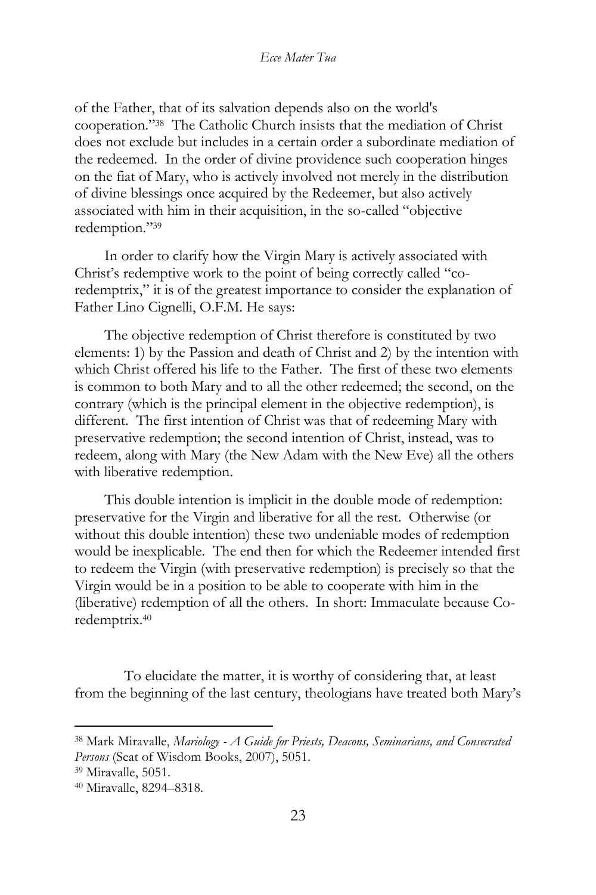of the Father, that of its salvation depends also on the world's cooperation."[38] The Catholic Church insists that the mediation of Christ does not exclude but includes in a certain order a subordinate mediation of the redeemed. In the order of divine providence such cooperation hinges on the fiat of Mary, who is actively involved not merely in the distribution of divine blessings once acquired by the Redeemer, but also actively associated with him in their acquisition, in the so-called "objective redemption."[39]

In order to clarify how the Virgin Mary is actively associated with Christ's redemptive work to the point of being correctly called "co-redemptrix," it is of the greatest importance to consider the explanation of Father Lino Cignelli, O.F.M. He says:

> The objective redemption of Christ therefore is constituted by two elements: 1) by the Passion and death of Christ and 2) by the intention with which Christ offered his life to the Father. The first of these two elements is common to both Mary and to all the other redeemed; the second, on the contrary (which is the principal element in the objective redemption), is different. The first intention of Christ was that of redeeming Mary with preservative redemption; the second intention of Christ, instead, was to redeem, along with Mary (the New Adam with the New Eve) all the others with liberative redemption.
>
> This double intention is implicit in the double mode of redemption: preservative for the Virgin and liberative for all the rest. Otherwise (or without this double intention) these two undeniable modes of redemption would be inexplicable. The end then for which the Redeemer intended first to redeem the Virgin (with preservative redemption) is precisely so that the Virgin would be in a position to be able to cooperate with him in the (liberative) redemption of all the others. In short: Immaculate because Co-redemptrix.[40]

To elucidate the matter, it is worthy of considering that, at least from the beginning of the last century, theologians have treated both Mary's

---

[38] Mark Miravalle, *Mariology - A Guide for Priests, Deacons, Seminarians, and Consecrated Persons* (Seat of Wisdom Books, 2007), 5051.

[39] Miravalle, 5051.

[40] Miravalle, 8294–8318.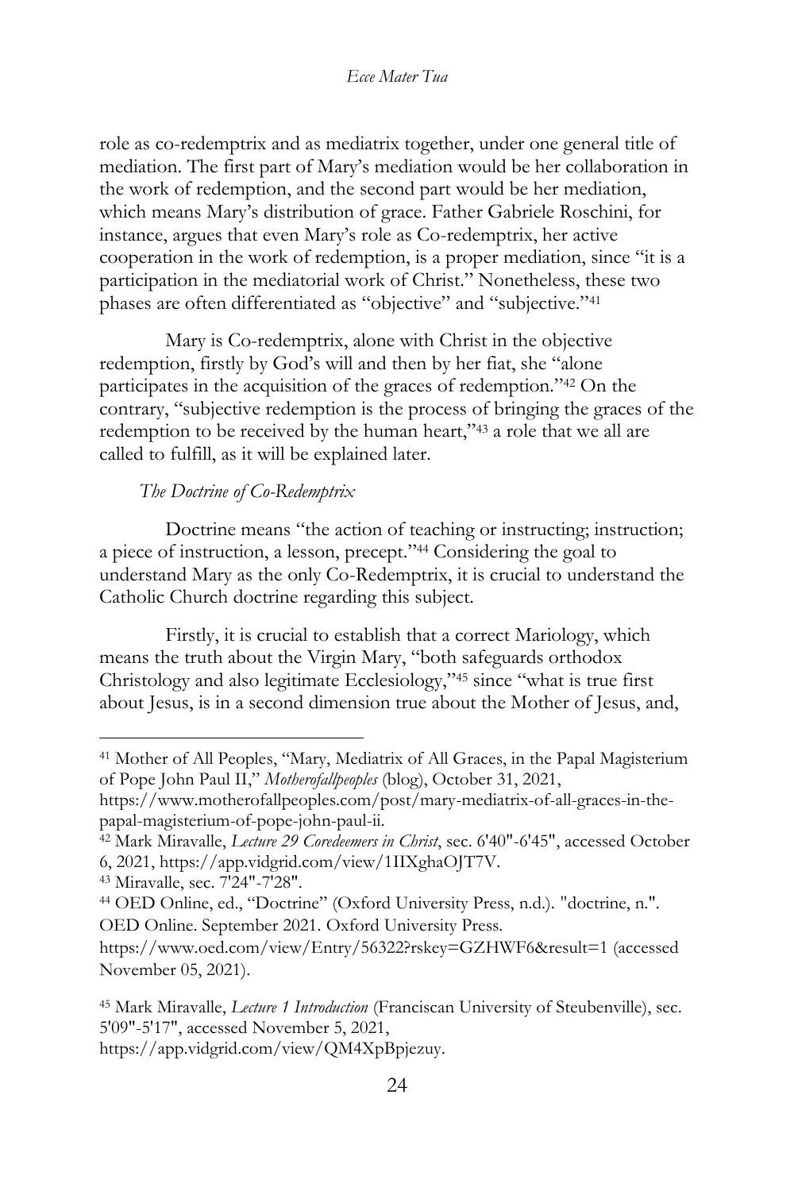role as co-redemptrix and as mediatrix together, under one general title of mediation. The first part of Mary's mediation would be her collaboration in the work of redemption, and the second part would be her mediation, which means Mary's distribution of grace. Father Gabriele Roschini, for instance, argues that even Mary's role as Co-redemptrix, her active cooperation in the work of redemption, is a proper mediation, since "it is a participation in the mediatorial work of Christ." Nonetheless, these two phases are often differentiated as "objective" and "subjective."[41]

Mary is Co-redemptrix, alone with Christ in the objective redemption, firstly by God's will and then by her fiat, she "alone participates in the acquisition of the graces of redemption."[42] On the contrary, "subjective redemption is the process of bringing the graces of the redemption to be received by the human heart,"[43] a role that we all are called to fulfill, as it will be explained later.

### *The Doctrine of Co-Redemptrix*

Doctrine means "the action of teaching or instructing; instruction; a piece of instruction, a lesson, precept."[44] Considering the goal to understand Mary as the only Co-Redemptrix, it is crucial to understand the Catholic Church doctrine regarding this subject.

Firstly, it is crucial to establish that a correct Mariology, which means the truth about the Virgin Mary, "both safeguards orthodox Christology and also legitimate Ecclesiology,"[45] since "what is true first about Jesus, is in a second dimension true about the Mother of Jesus, and,

---

[41] Mother of All Peoples, "Mary, Mediatrix of All Graces, in the Papal Magisterium of Pope John Paul II," *Motherofallpeoples* (blog), October 31, 2021, https://www.motherofallpeoples.com/post/mary-mediatrix-of-all-graces-in-the-papal-magisterium-of-pope-john-paul-ii.

[42] Mark Miravalle, *Lecture 29 Coredeemers in Christ*, sec. 6'40"-6'45", accessed October 6, 2021, https://app.vidgrid.com/view/1IIXghaOJT7V.

[43] Miravalle, sec. 7'24"-7'28".

[44] OED Online, ed., "Doctrine" (Oxford University Press, n.d.). "doctrine, n.". OED Online. September 2021. Oxford University Press. https://www.oed.com/view/Entry/56322?rskey=GZHWF6&result=1 (accessed November 05, 2021).

[45] Mark Miravalle, *Lecture 1 Introduction* (Franciscan University of Steubenville), sec. 5'09"-5'17", accessed November 5, 2021, https://app.vidgrid.com/view/QM4XpBpjezuy.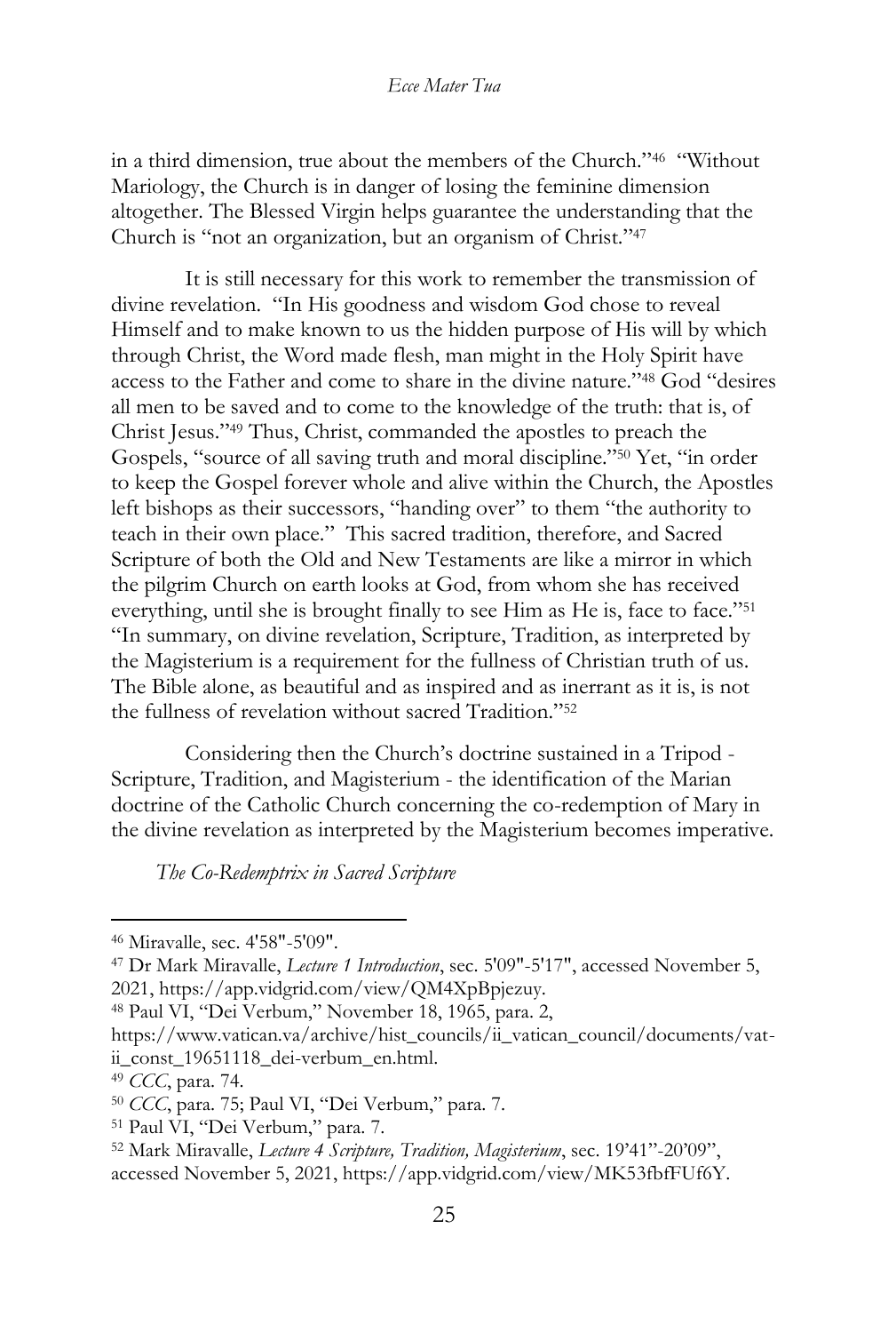in a third dimension, true about the members of the Church."[46] "Without Mariology, the Church is in danger of losing the feminine dimension altogether. The Blessed Virgin helps guarantee the understanding that the Church is "not an organization, but an organism of Christ."[47]

It is still necessary for this work to remember the transmission of divine revelation. "In His goodness and wisdom God chose to reveal Himself and to make known to us the hidden purpose of His will by which through Christ, the Word made flesh, man might in the Holy Spirit have access to the Father and come to share in the divine nature."[48] God "desires all men to be saved and to come to the knowledge of the truth: that is, of Christ Jesus."[49] Thus, Christ, commanded the apostles to preach the Gospels, "source of all saving truth and moral discipline."[50] Yet, "in order to keep the Gospel forever whole and alive within the Church, the Apostles left bishops as their successors, "handing over" to them "the authority to teach in their own place." This sacred tradition, therefore, and Sacred Scripture of both the Old and New Testaments are like a mirror in which the pilgrim Church on earth looks at God, from whom she has received everything, until she is brought finally to see Him as He is, face to face."[51] "In summary, on divine revelation, Scripture, Tradition, as interpreted by the Magisterium is a requirement for the fullness of Christian truth of us. The Bible alone, as beautiful and as inspired and as inerrant as it is, is not the fullness of revelation without sacred Tradition."[52]

Considering then the Church's doctrine sustained in a Tripod - Scripture, Tradition, and Magisterium - the identification of the Marian doctrine of the Catholic Church concerning the co-redemption of Mary in the divine revelation as interpreted by the Magisterium becomes imperative.

### *The Co-Redemptrix in Sacred Scripture*

---

[46] Miravalle, sec. 4'58"-5'09".

[47] Dr Mark Miravalle, *Lecture 1 Introduction*, sec. 5'09"-5'17", accessed November 5, 2021, https://app.vidgrid.com/view/QM4XpBpjezuy.

[48] Paul VI, "Dei Verbum," November 18, 1965, para. 2, https://www.vatican.va/archive/hist_councils/ii_vatican_council/documents/vat-ii_const_19651118_dei-verbum_en.html.

[49] *CCC*, para. 74.

[50] *CCC*, para. 75; Paul VI, "Dei Verbum," para. 7.

[51] Paul VI, "Dei Verbum," para. 7.

[52] Mark Miravalle, *Lecture 4 Scripture, Tradition, Magisterium*, sec. 19'41"-20'09", accessed November 5, 2021, https://app.vidgrid.com/view/MK53fbfFUf6Y.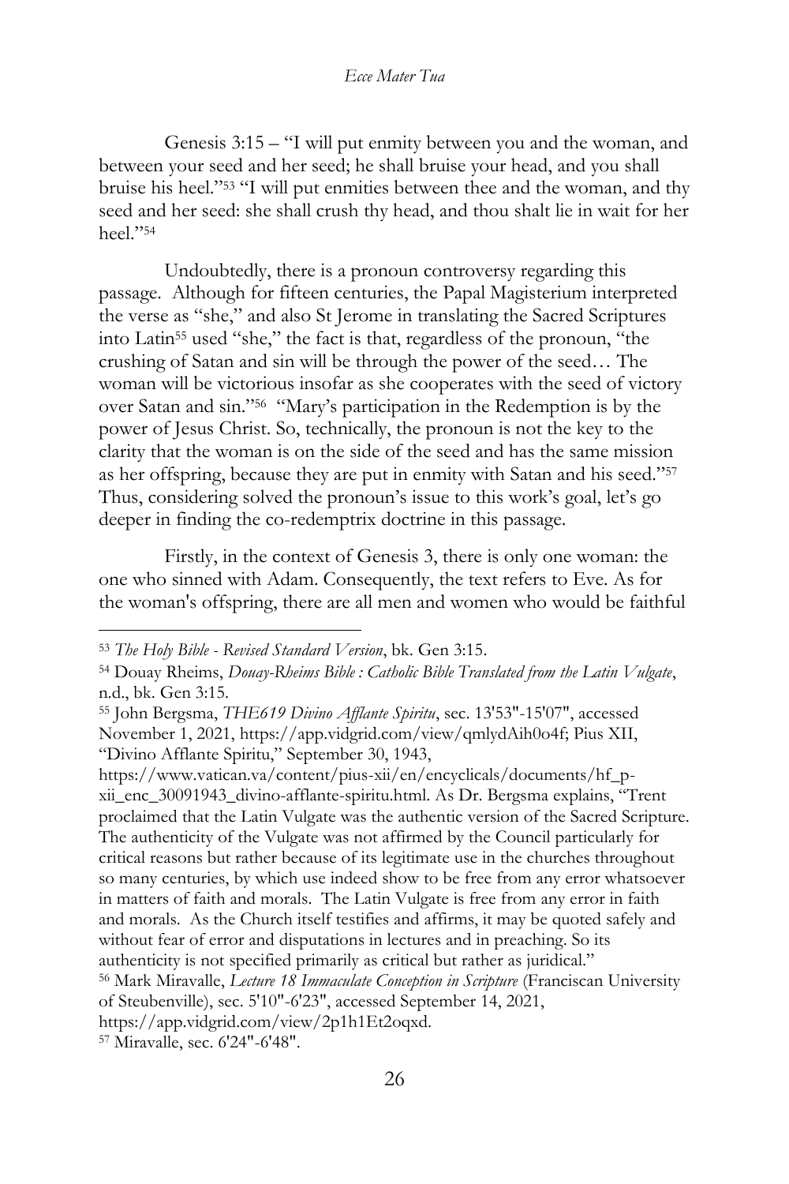Genesis 3:15 – "I will put enmity between you and the woman, and between your seed and her seed; he shall bruise your head, and you shall bruise his heel."[53] "I will put enmities between thee and the woman, and thy seed and her seed: she shall crush thy head, and thou shalt lie in wait for her heel."[54]

Undoubtedly, there is a pronoun controversy regarding this passage. Although for fifteen centuries, the Papal Magisterium interpreted the verse as "she," and also St Jerome in translating the Sacred Scriptures into Latin[55] used "she," the fact is that, regardless of the pronoun, "the crushing of Satan and sin will be through the power of the seed… The woman will be victorious insofar as she cooperates with the seed of victory over Satan and sin."[56] "Mary's participation in the Redemption is by the power of Jesus Christ. So, technically, the pronoun is not the key to the clarity that the woman is on the side of the seed and has the same mission as her offspring, because they are put in enmity with Satan and his seed."[57] Thus, considering solved the pronoun's issue to this work's goal, let's go deeper in finding the co-redemptrix doctrine in this passage.

Firstly, in the context of Genesis 3, there is only one woman: the one who sinned with Adam. Consequently, the text refers to Eve. As for the woman's offspring, there are all men and women who would be faithful

---

[53] *The Holy Bible - Revised Standard Version*, bk. Gen 3:15.

[54] Douay Rheims, *Douay-Rheims Bible : Catholic Bible Translated from the Latin Vulgate*, n.d., bk. Gen 3:15.

[55] John Bergsma, *THE619 Divino Afflante Spiritu*, sec. 13'53"-15'07", accessed November 1, 2021, https://app.vidgrid.com/view/qmlydAih0o4f; Pius XII, "Divino Afflante Spiritu," September 30, 1943, https://www.vatican.va/content/pius-xii/en/encyclicals/documents/hf_p-xii_enc_30091943_divino-afflante-spiritu.html. As Dr. Bergsma explains, "Trent proclaimed that the Latin Vulgate was the authentic version of the Sacred Scripture. The authenticity of the Vulgate was not affirmed by the Council particularly for critical reasons but rather because of its legitimate use in the churches throughout so many centuries, by which use indeed show to be free from any error whatsoever in matters of faith and morals. The Latin Vulgate is free from any error in faith and morals. As the Church itself testifies and affirms, it may be quoted safely and without fear of error and disputations in lectures and in preaching. So its authenticity is not specified primarily as critical but rather as juridical."

[56] Mark Miravalle, *Lecture 18 Immaculate Conception in Scripture* (Franciscan University of Steubenville), sec. 5'10"-6'23", accessed September 14, 2021, https://app.vidgrid.com/view/2p1h1Et2oqxd.

[57] Miravalle, sec. 6'24"-6'48".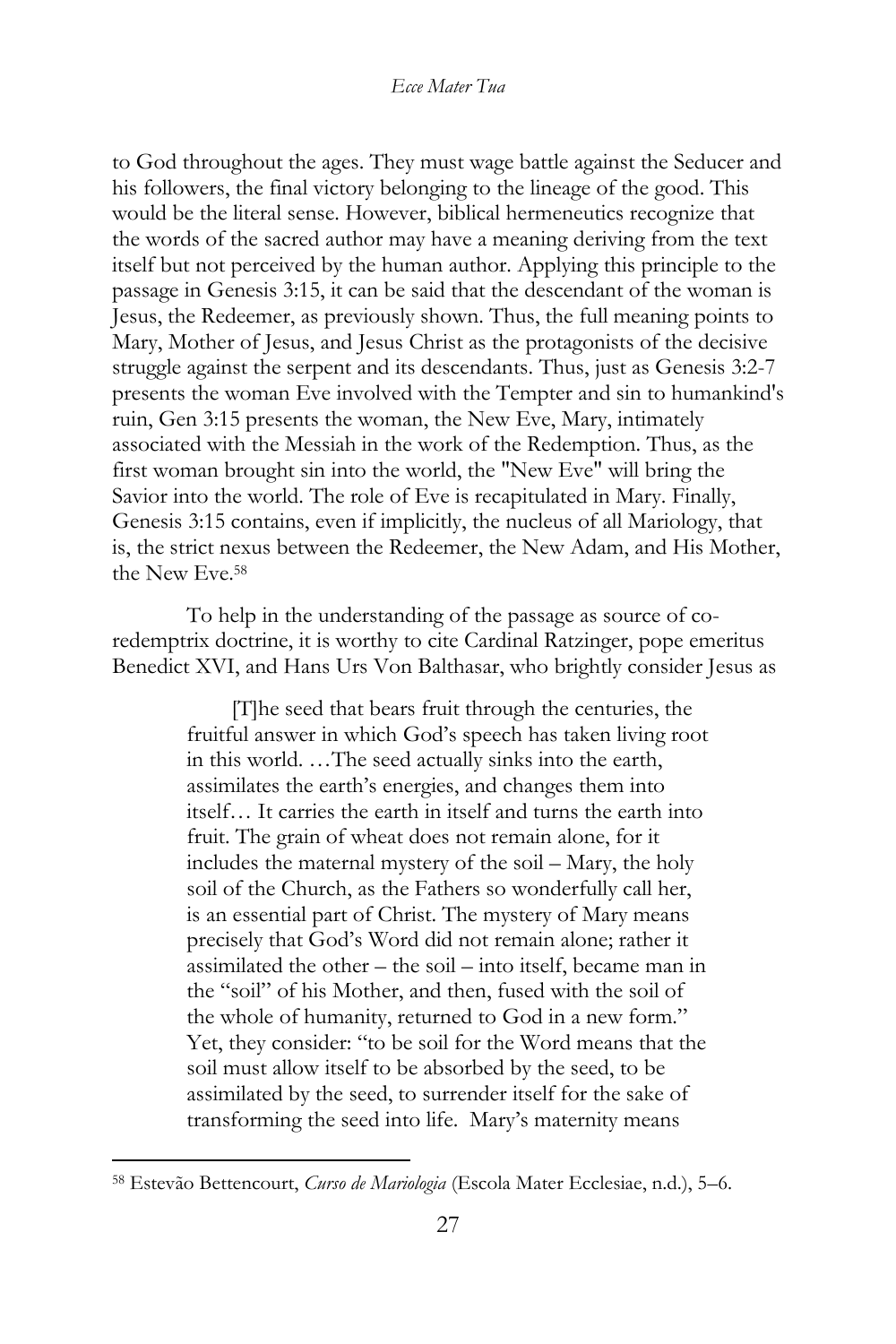to God throughout the ages. They must wage battle against the Seducer and his followers, the final victory belonging to the lineage of the good. This would be the literal sense. However, biblical hermeneutics recognize that the words of the sacred author may have a meaning deriving from the text itself but not perceived by the human author. Applying this principle to the passage in Genesis 3:15, it can be said that the descendant of the woman is Jesus, the Redeemer, as previously shown. Thus, the full meaning points to Mary, Mother of Jesus, and Jesus Christ as the protagonists of the decisive struggle against the serpent and its descendants. Thus, just as Genesis 3:2-7 presents the woman Eve involved with the Tempter and sin to humankind's ruin, Gen 3:15 presents the woman, the New Eve, Mary, intimately associated with the Messiah in the work of the Redemption. Thus, as the first woman brought sin into the world, the "New Eve" will bring the Savior into the world. The role of Eve is recapitulated in Mary. Finally, Genesis 3:15 contains, even if implicitly, the nucleus of all Mariology, that is, the strict nexus between the Redeemer, the New Adam, and His Mother, the New Eve.[58]

To help in the understanding of the passage as source of co-redemptrix doctrine, it is worthy to cite Cardinal Ratzinger, pope emeritus Benedict XVI, and Hans Urs Von Balthasar, who brightly consider Jesus as

> [T]he seed that bears fruit through the centuries, the fruitful answer in which God's speech has taken living root in this world. …The seed actually sinks into the earth, assimilates the earth's energies, and changes them into itself… It carries the earth in itself and turns the earth into fruit. The grain of wheat does not remain alone, for it includes the maternal mystery of the soil – Mary, the holy soil of the Church, as the Fathers so wonderfully call her, is an essential part of Christ. The mystery of Mary means precisely that God's Word did not remain alone; rather it assimilated the other – the soil – into itself, became man in the "soil" of his Mother, and then, fused with the soil of the whole of humanity, returned to God in a new form." Yet, they consider: "to be soil for the Word means that the soil must allow itself to be absorbed by the seed, to be assimilated by the seed, to surrender itself for the sake of transforming the seed into life. Mary's maternity means

[58] Estevão Bettencourt, *Curso de Mariologia* (Escola Mater Ecclesiae, n.d.), 5–6.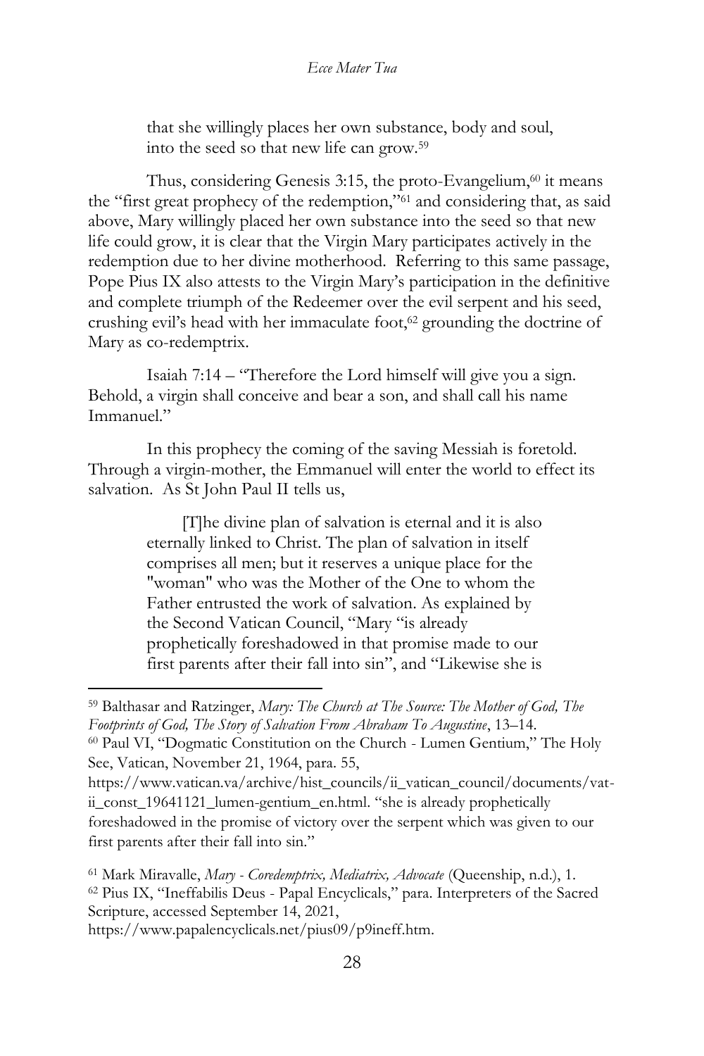> that she willingly places her own substance, body and soul, into the seed so that new life can grow.[59]

Thus, considering Genesis 3:15, the proto-Evangelium,[60] it means the "first great prophecy of the redemption,"[61] and considering that, as said above, Mary willingly placed her own substance into the seed so that new life could grow, it is clear that the Virgin Mary participates actively in the redemption due to her divine motherhood. Referring to this same passage, Pope Pius IX also attests to the Virgin Mary's participation in the definitive and complete triumph of the Redeemer over the evil serpent and his seed, crushing evil's head with her immaculate foot,[62] grounding the doctrine of Mary as co-redemptrix.

Isaiah 7:14 – "Therefore the Lord himself will give you a sign. Behold, a virgin shall conceive and bear a son, and shall call his name Immanuel."

In this prophecy the coming of the saving Messiah is foretold. Through a virgin-mother, the Emmanuel will enter the world to effect its salvation. As St John Paul II tells us,

> [T]he divine plan of salvation is eternal and it is also eternally linked to Christ. The plan of salvation in itself comprises all men; but it reserves a unique place for the "woman" who was the Mother of the One to whom the Father entrusted the work of salvation. As explained by the Second Vatican Council, "Mary "is already prophetically foreshadowed in that promise made to our first parents after their fall into sin", and "Likewise she is

---

[59] Balthasar and Ratzinger, *Mary: The Church at The Source: The Mother of God, The Footprints of God, The Story of Salvation From Abraham To Augustine*, 13–14.

[60] Paul VI, "Dogmatic Constitution on the Church - Lumen Gentium," The Holy See, Vatican, November 21, 1964, para. 55, https://www.vatican.va/archive/hist_councils/ii_vatican_council/documents/vat-ii_const_19641121_lumen-gentium_en.html. "she is already prophetically foreshadowed in the promise of victory over the serpent which was given to our first parents after their fall into sin."

[61] Mark Miravalle, *Mary - Coredemptrix, Mediatrix, Advocate* (Queenship, n.d.), 1.

[62] Pius IX, "Ineffabilis Deus - Papal Encyclicals," para. Interpreters of the Sacred Scripture, accessed September 14, 2021, https://www.papalencyclicals.net/pius09/p9ineff.htm.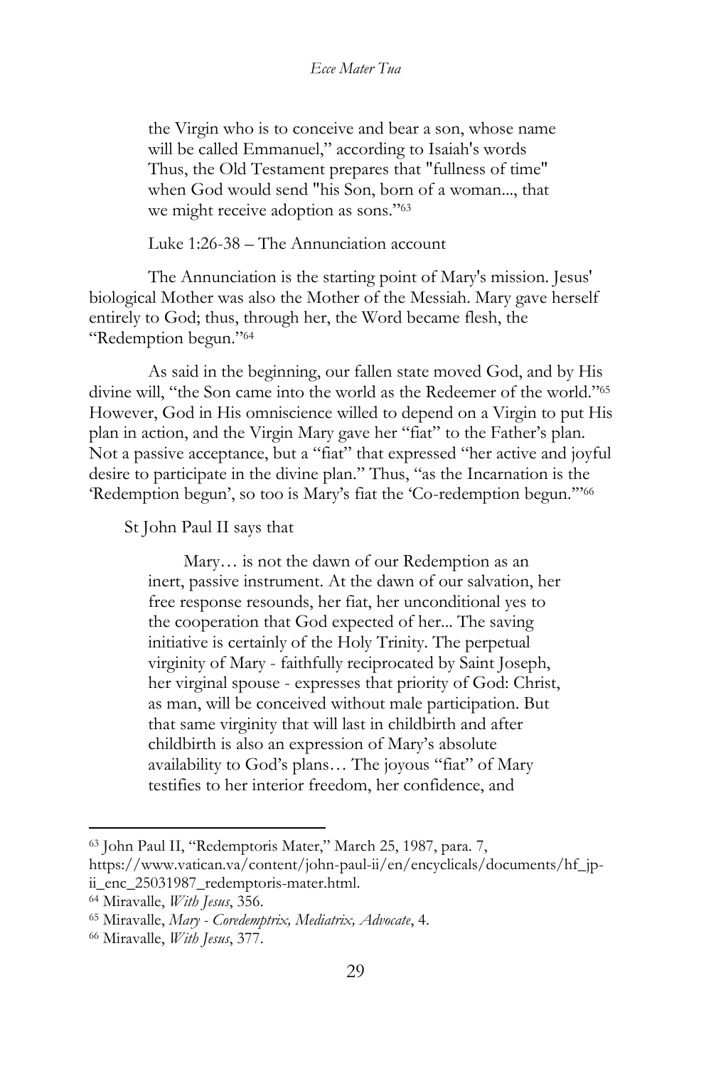> the Virgin who is to conceive and bear a son, whose name will be called Emmanuel," according to Isaiah's words Thus, the Old Testament prepares that "fullness of time" when God would send "his Son, born of a woman..., that we might receive adoption as sons."[63]

Luke 1:26-38 – The Annunciation account

The Annunciation is the starting point of Mary's mission. Jesus' biological Mother was also the Mother of the Messiah. Mary gave herself entirely to God; thus, through her, the Word became flesh, the "Redemption begun."[64]

As said in the beginning, our fallen state moved God, and by His divine will, "the Son came into the world as the Redeemer of the world."[65] However, God in His omniscience willed to depend on a Virgin to put His plan in action, and the Virgin Mary gave her "fiat" to the Father's plan. Not a passive acceptance, but a "fiat" that expressed "her active and joyful desire to participate in the divine plan." Thus, "as the Incarnation is the 'Redemption begun', so too is Mary's fiat the 'Co-redemption begun.'"[66]

St John Paul II says that

> Mary… is not the dawn of our Redemption as an inert, passive instrument. At the dawn of our salvation, her free response resounds, her fiat, her unconditional yes to the cooperation that God expected of her... The saving initiative is certainly of the Holy Trinity. The perpetual virginity of Mary - faithfully reciprocated by Saint Joseph, her virginal spouse - expresses that priority of God: Christ, as man, will be conceived without male participation. But that same virginity that will last in childbirth and after childbirth is also an expression of Mary's absolute availability to God's plans… The joyous "fiat" of Mary testifies to her interior freedom, her confidence, and

---

[63] John Paul II, "Redemptoris Mater," March 25, 1987, para. 7, https://www.vatican.va/content/john-paul-ii/en/encyclicals/documents/hf_jp-ii_enc_25031987_redemptoris-mater.html.

[64] Miravalle, *With Jesus*, 356.

[65] Miravalle, *Mary - Coredemptrix, Mediatrix, Advocate*, 4.

[66] Miravalle, *With Jesus*, 377.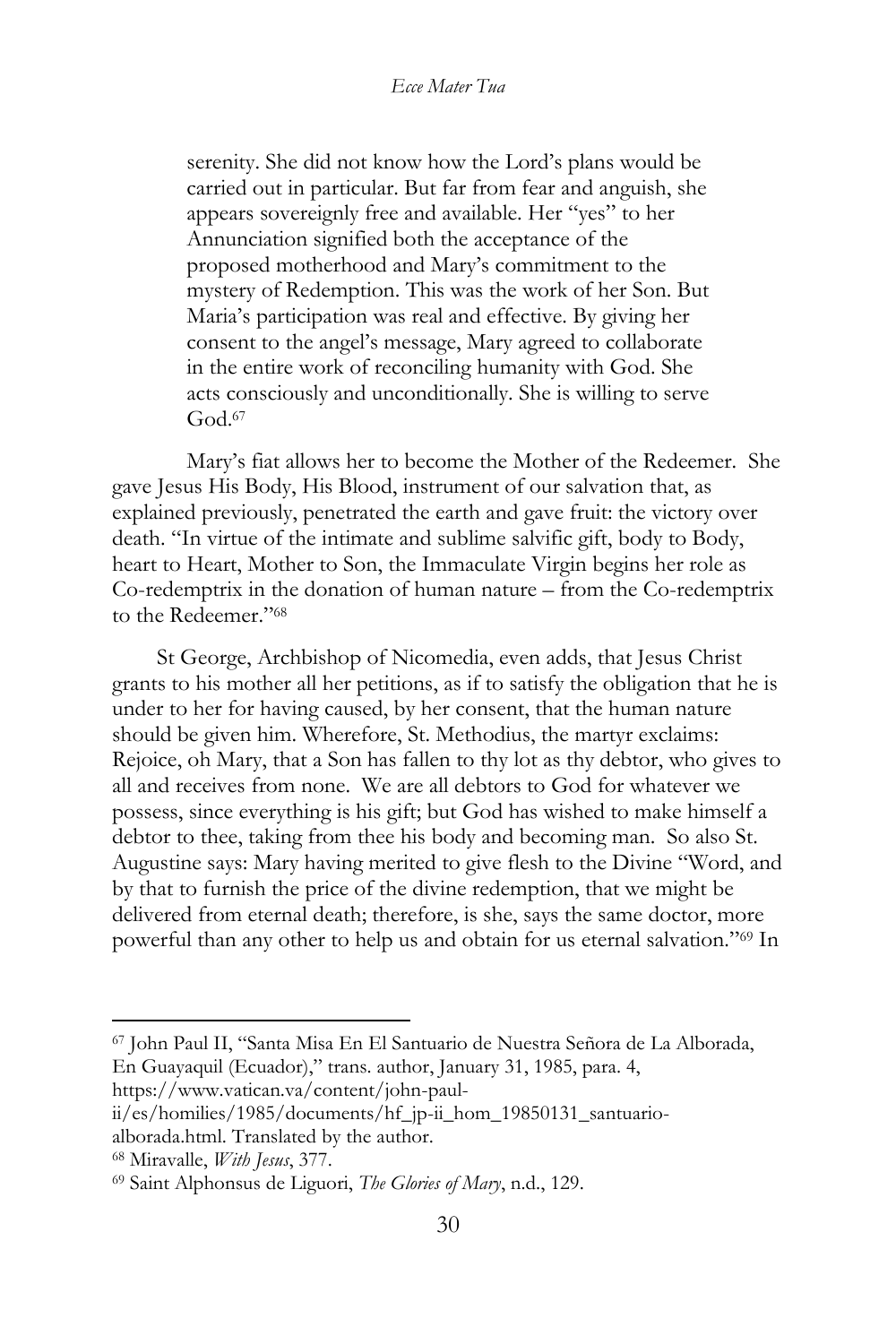> serenity. She did not know how the Lord's plans would be carried out in particular. But far from fear and anguish, she appears sovereignly free and available. Her "yes" to her Annunciation signified both the acceptance of the proposed motherhood and Mary's commitment to the mystery of Redemption. This was the work of her Son. But Maria's participation was real and effective. By giving her consent to the angel's message, Mary agreed to collaborate in the entire work of reconciling humanity with God. She acts consciously and unconditionally. She is willing to serve God.[67]

Mary's fiat allows her to become the Mother of the Redeemer. She gave Jesus His Body, His Blood, instrument of our salvation that, as explained previously, penetrated the earth and gave fruit: the victory over death. "In virtue of the intimate and sublime salvific gift, body to Body, heart to Heart, Mother to Son, the Immaculate Virgin begins her role as Co-redemptrix in the donation of human nature – from the Co-redemptrix to the Redeemer."[68]

St George, Archbishop of Nicomedia, even adds, that Jesus Christ grants to his mother all her petitions, as if to satisfy the obligation that he is under to her for having caused, by her consent, that the human nature should be given him. Wherefore, St. Methodius, the martyr exclaims: Rejoice, oh Mary, that a Son has fallen to thy lot as thy debtor, who gives to all and receives from none. We are all debtors to God for whatever we possess, since everything is his gift; but God has wished to make himself a debtor to thee, taking from thee his body and becoming man. So also St. Augustine says: Mary having merited to give flesh to the Divine "Word, and by that to furnish the price of the divine redemption, that we might be delivered from eternal death; therefore, is she, says the same doctor, more powerful than any other to help us and obtain for us eternal salvation."[69] In

---

[67] John Paul II, "Santa Misa En El Santuario de Nuestra Señora de La Alborada, En Guayaquil (Ecuador)," trans. author, January 31, 1985, para. 4, https://www.vatican.va/content/john-paul-ii/es/homilies/1985/documents/hf_jp-ii_hom_19850131_santuario-alborada.html. Translated by the author.

[68] Miravalle, *With Jesus*, 377.

[69] Saint Alphonsus de Liguori, *The Glories of Mary*, n.d., 129.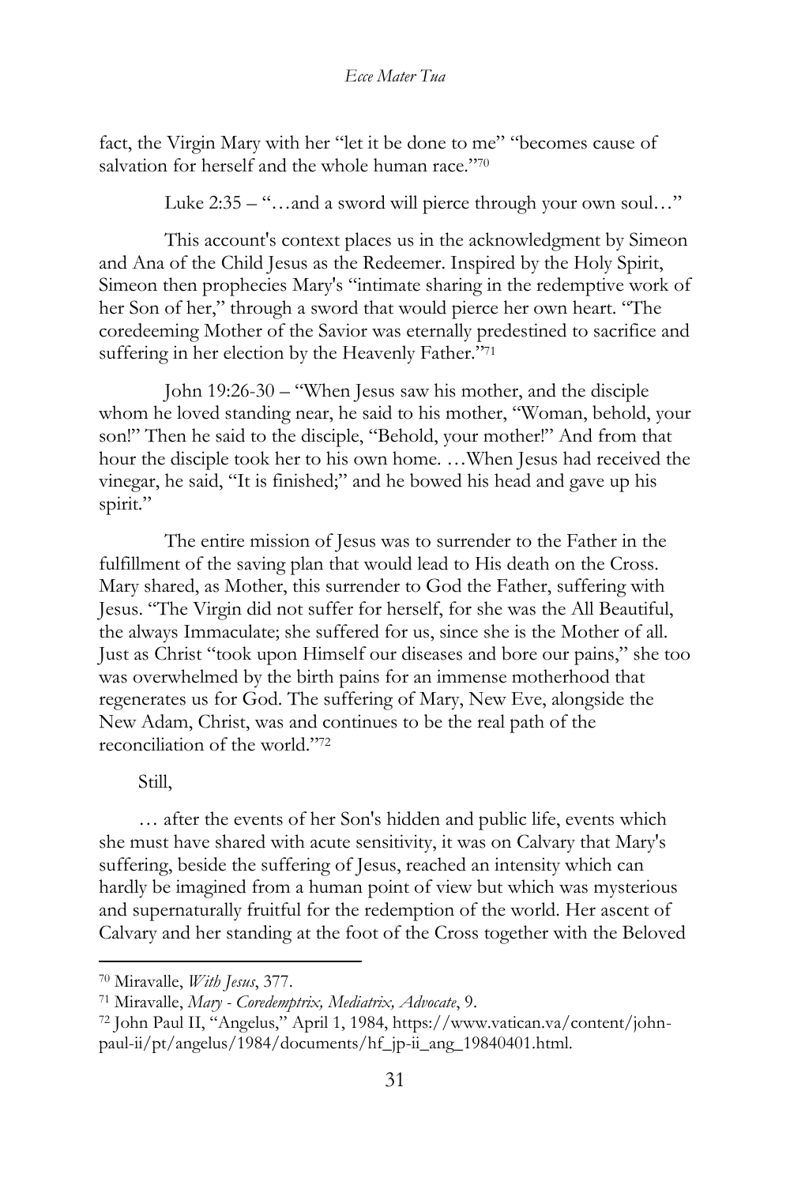fact, the Virgin Mary with her "let it be done to me" "becomes cause of salvation for herself and the whole human race."[70]

Luke 2:35 – "…and a sword will pierce through your own soul…"

This account's context places us in the acknowledgment by Simeon and Ana of the Child Jesus as the Redeemer. Inspired by the Holy Spirit, Simeon then prophecies Mary's "intimate sharing in the redemptive work of her Son of her," through a sword that would pierce her own heart. "The coredeeming Mother of the Savior was eternally predestined to sacrifice and suffering in her election by the Heavenly Father."[71]

John 19:26-30 – "When Jesus saw his mother, and the disciple whom he loved standing near, he said to his mother, "Woman, behold, your son!" Then he said to the disciple, "Behold, your mother!" And from that hour the disciple took her to his own home. …When Jesus had received the vinegar, he said, "It is finished;" and he bowed his head and gave up his spirit."

The entire mission of Jesus was to surrender to the Father in the fulfillment of the saving plan that would lead to His death on the Cross. Mary shared, as Mother, this surrender to God the Father, suffering with Jesus. "The Virgin did not suffer for herself, for she was the All Beautiful, the always Immaculate; she suffered for us, since she is the Mother of all. Just as Christ "took upon Himself our diseases and bore our pains," she too was overwhelmed by the birth pains for an immense motherhood that regenerates us for God. The suffering of Mary, New Eve, alongside the New Adam, Christ, was and continues to be the real path of the reconciliation of the world."[72]

Still,

> … after the events of her Son's hidden and public life, events which she must have shared with acute sensitivity, it was on Calvary that Mary's suffering, beside the suffering of Jesus, reached an intensity which can hardly be imagined from a human point of view but which was mysterious and supernaturally fruitful for the redemption of the world. Her ascent of Calvary and her standing at the foot of the Cross together with the Beloved

---

[70] Miravalle, *With Jesus*, 377.

[71] Miravalle, *Mary - Coredemptrix, Mediatrix, Advocate*, 9.

[72] John Paul II, "Angelus," April 1, 1984, https://www.vatican.va/content/john-paul-ii/pt/angelus/1984/documents/hf_jp-ii_ang_19840401.html.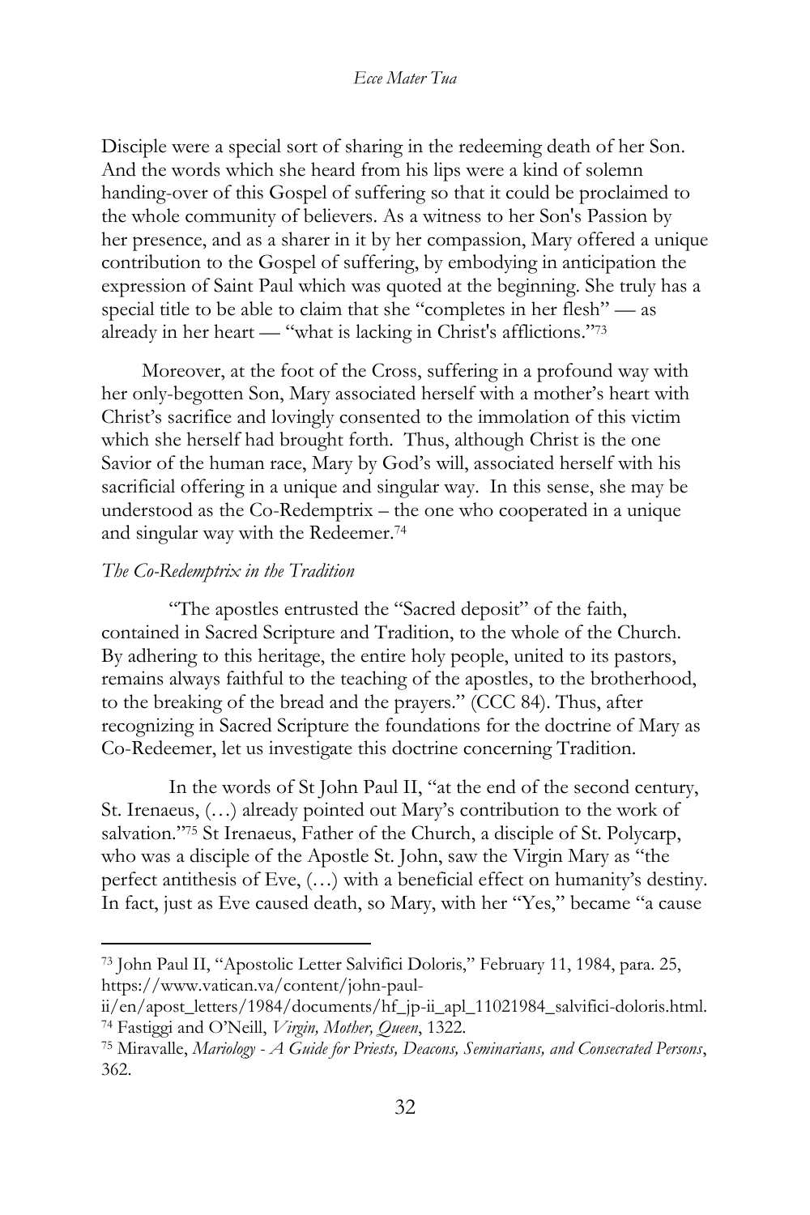Disciple were a special sort of sharing in the redeeming death of her Son. And the words which she heard from his lips were a kind of solemn handing-over of this Gospel of suffering so that it could be proclaimed to the whole community of believers. As a witness to her Son's Passion by her presence, and as a sharer in it by her compassion, Mary offered a unique contribution to the Gospel of suffering, by embodying in anticipation the expression of Saint Paul which was quoted at the beginning. She truly has a special title to be able to claim that she "completes in her flesh" — as already in her heart — "what is lacking in Christ's afflictions."[73]

Moreover, at the foot of the Cross, suffering in a profound way with her only-begotten Son, Mary associated herself with a mother's heart with Christ's sacrifice and lovingly consented to the immolation of this victim which she herself had brought forth. Thus, although Christ is the one Savior of the human race, Mary by God's will, associated herself with his sacrificial offering in a unique and singular way. In this sense, she may be understood as the Co-Redemptrix – the one who cooperated in a unique and singular way with the Redeemer.[74]

*The Co-Redemptrix in the Tradition*

"The apostles entrusted the "Sacred deposit" of the faith, contained in Sacred Scripture and Tradition, to the whole of the Church. By adhering to this heritage, the entire holy people, united to its pastors, remains always faithful to the teaching of the apostles, to the brotherhood, to the breaking of the bread and the prayers." (CCC 84). Thus, after recognizing in Sacred Scripture the foundations for the doctrine of Mary as Co-Redeemer, let us investigate this doctrine concerning Tradition.

In the words of St John Paul II, "at the end of the second century, St. Irenaeus, (…) already pointed out Mary's contribution to the work of salvation."[75] St Irenaeus, Father of the Church, a disciple of St. Polycarp, who was a disciple of the Apostle St. John, saw the Virgin Mary as "the perfect antithesis of Eve, (…) with a beneficial effect on humanity's destiny. In fact, just as Eve caused death, so Mary, with her "Yes," became "a cause

---

[73] John Paul II, "Apostolic Letter Salvifici Doloris," February 11, 1984, para. 25, https://www.vatican.va/content/john-paul-ii/en/apost_letters/1984/documents/hf_jp-ii_apl_11021984_salvifici-doloris.html.

[74] Fastiggi and O'Neill, *Virgin, Mother, Queen*, 1322.

[75] Miravalle, *Mariology - A Guide for Priests, Deacons, Seminarians, and Consecrated Persons*, 362.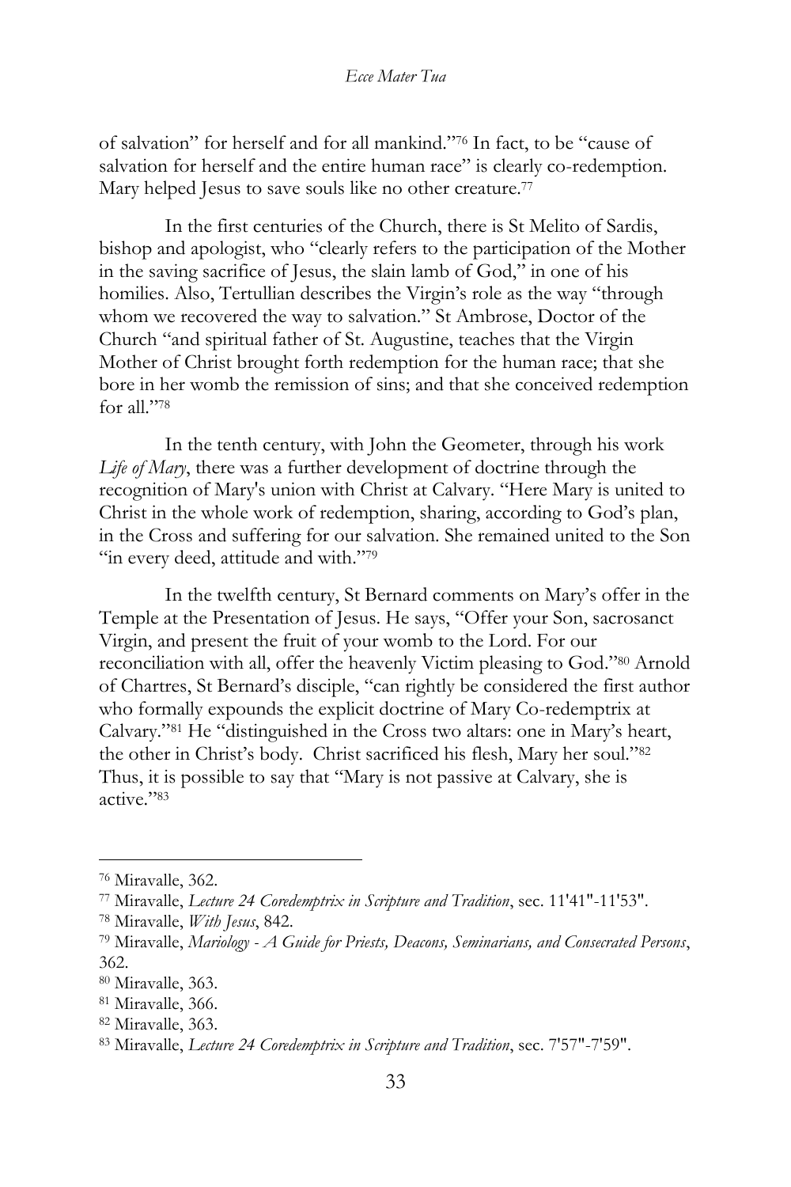of salvation" for herself and for all mankind."[76] In fact, to be "cause of salvation for herself and the entire human race" is clearly co-redemption. Mary helped Jesus to save souls like no other creature.[77]

In the first centuries of the Church, there is St Melito of Sardis, bishop and apologist, who "clearly refers to the participation of the Mother in the saving sacrifice of Jesus, the slain lamb of God," in one of his homilies. Also, Tertullian describes the Virgin's role as the way "through whom we recovered the way to salvation." St Ambrose, Doctor of the Church "and spiritual father of St. Augustine, teaches that the Virgin Mother of Christ brought forth redemption for the human race; that she bore in her womb the remission of sins; and that she conceived redemption for all."[78]

In the tenth century, with John the Geometer, through his work *Life of Mary*, there was a further development of doctrine through the recognition of Mary's union with Christ at Calvary. "Here Mary is united to Christ in the whole work of redemption, sharing, according to God's plan, in the Cross and suffering for our salvation. She remained united to the Son "in every deed, attitude and with."[79]

In the twelfth century, St Bernard comments on Mary's offer in the Temple at the Presentation of Jesus. He says, "Offer your Son, sacrosanct Virgin, and present the fruit of your womb to the Lord. For our reconciliation with all, offer the heavenly Victim pleasing to God."[80] Arnold of Chartres, St Bernard's disciple, "can rightly be considered the first author who formally expounds the explicit doctrine of Mary Co-redemptrix at Calvary."[81] He "distinguished in the Cross two altars: one in Mary's heart, the other in Christ's body. Christ sacrificed his flesh, Mary her soul."[82] Thus, it is possible to say that "Mary is not passive at Calvary, she is active."[83]

---

[76] Miravalle, 362.

[77] Miravalle, *Lecture 24 Coredemptrix in Scripture and Tradition*, sec. 11'41"-11'53".

[78] Miravalle, *With Jesus*, 842.

[79] Miravalle, *Mariology - A Guide for Priests, Deacons, Seminarians, and Consecrated Persons*, 362.

[80] Miravalle, 363.

[81] Miravalle, 366.

[82] Miravalle, 363.

[83] Miravalle, *Lecture 24 Coredemptrix in Scripture and Tradition*, sec. 7'57"-7'59".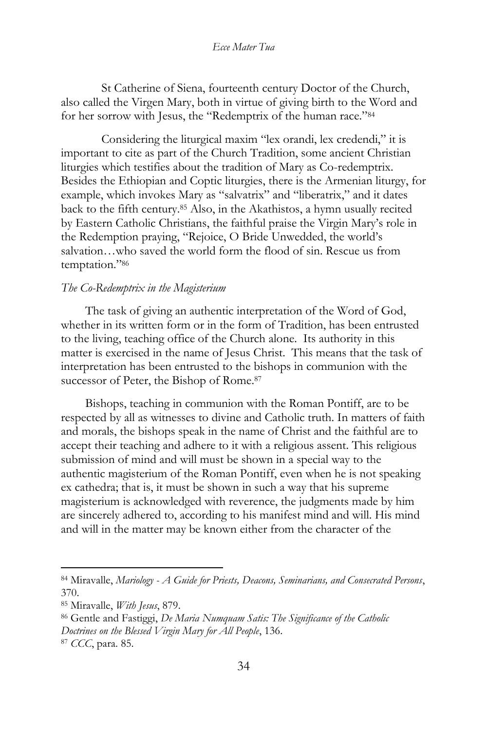St Catherine of Siena, fourteenth century Doctor of the Church, also called the Virgen Mary, both in virtue of giving birth to the Word and for her sorrow with Jesus, the "Redemptrix of the human race."[84]

Considering the liturgical maxim "lex orandi, lex credendi," it is important to cite as part of the Church Tradition, some ancient Christian liturgies which testifies about the tradition of Mary as Co-redemptrix. Besides the Ethiopian and Coptic liturgies, there is the Armenian liturgy, for example, which invokes Mary as "salvatrix" and "liberatrix," and it dates back to the fifth century.[85] Also, in the Akathistos, a hymn usually recited by Eastern Catholic Christians, the faithful praise the Virgin Mary's role in the Redemption praying, "Rejoice, O Bride Unwedded, the world's salvation…who saved the world form the flood of sin. Rescue us from temptation."[86]

### *The Co-Redemptrix in the Magisterium*

The task of giving an authentic interpretation of the Word of God, whether in its written form or in the form of Tradition, has been entrusted to the living, teaching office of the Church alone. Its authority in this matter is exercised in the name of Jesus Christ. This means that the task of interpretation has been entrusted to the bishops in communion with the successor of Peter, the Bishop of Rome.[87]

Bishops, teaching in communion with the Roman Pontiff, are to be respected by all as witnesses to divine and Catholic truth. In matters of faith and morals, the bishops speak in the name of Christ and the faithful are to accept their teaching and adhere to it with a religious assent. This religious submission of mind and will must be shown in a special way to the authentic magisterium of the Roman Pontiff, even when he is not speaking ex cathedra; that is, it must be shown in such a way that his supreme magisterium is acknowledged with reverence, the judgments made by him are sincerely adhered to, according to his manifest mind and will. His mind and will in the matter may be known either from the character of the

---

[84] Miravalle, *Mariology - A Guide for Priests, Deacons, Seminarians, and Consecrated Persons*, 370.

[85] Miravalle, *With Jesus*, 879.

[86] Gentle and Fastiggi, *De Maria Numquam Satis: The Significance of the Catholic Doctrines on the Blessed Virgin Mary for All People*, 136.

[87] *CCC*, para. 85.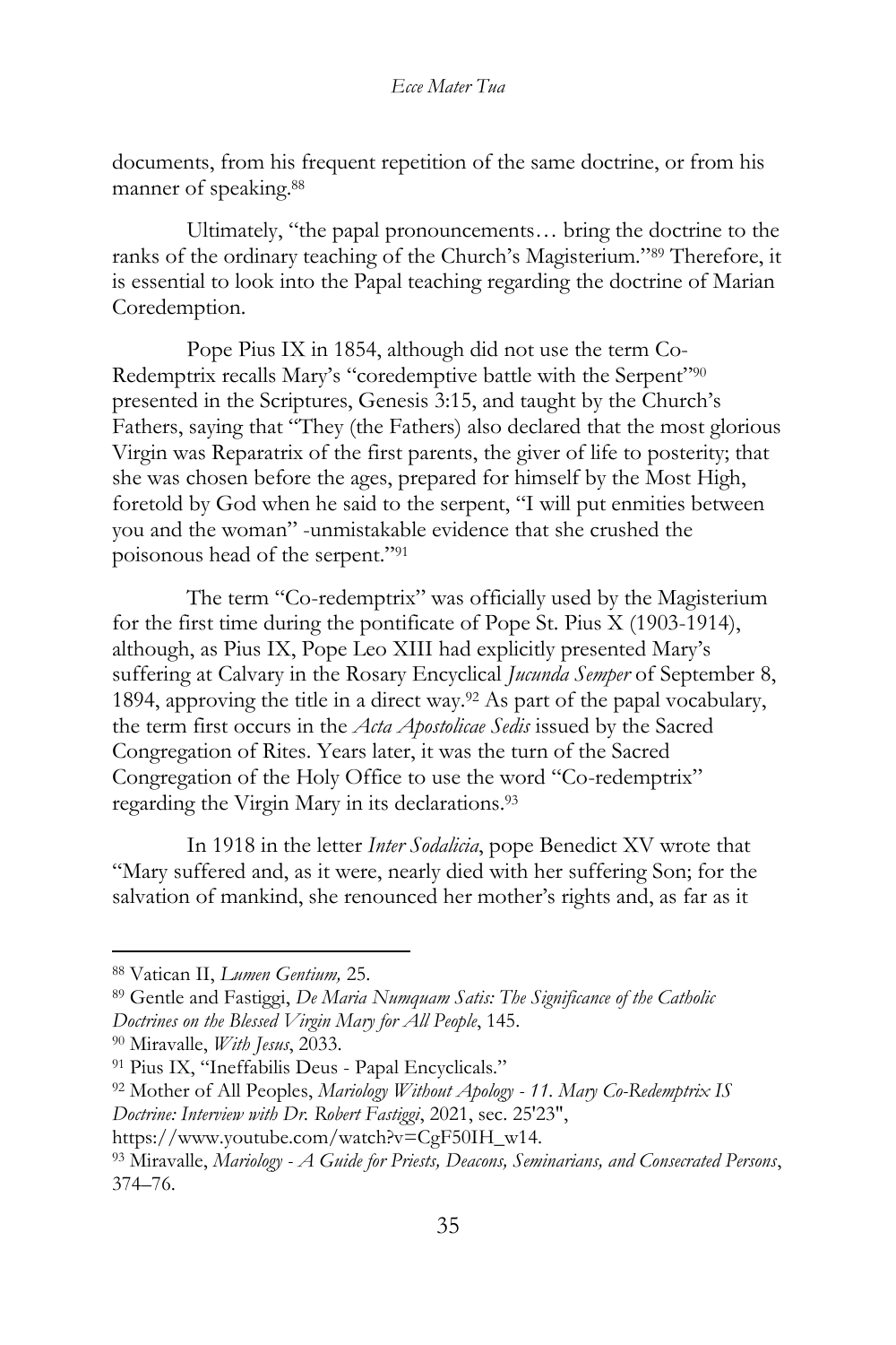documents, from his frequent repetition of the same doctrine, or from his manner of speaking.[88]

Ultimately, "the papal pronouncements… bring the doctrine to the ranks of the ordinary teaching of the Church's Magisterium."[89] Therefore, it is essential to look into the Papal teaching regarding the doctrine of Marian Coredemption.

Pope Pius IX in 1854, although did not use the term Co-Redemptrix recalls Mary's "coredemptive battle with the Serpent"[90] presented in the Scriptures, Genesis 3:15, and taught by the Church's Fathers, saying that "They (the Fathers) also declared that the most glorious Virgin was Reparatrix of the first parents, the giver of life to posterity; that she was chosen before the ages, prepared for himself by the Most High, foretold by God when he said to the serpent, "I will put enmities between you and the woman" -unmistakable evidence that she crushed the poisonous head of the serpent."[91]

The term "Co-redemptrix" was officially used by the Magisterium for the first time during the pontificate of Pope St. Pius X (1903-1914), although, as Pius IX, Pope Leo XIII had explicitly presented Mary's suffering at Calvary in the Rosary Encyclical *Jucunda Semper* of September 8, 1894, approving the title in a direct way.[92] As part of the papal vocabulary, the term first occurs in the *Acta Apostolicae Sedis* issued by the Sacred Congregation of Rites. Years later, it was the turn of the Sacred Congregation of the Holy Office to use the word "Co-redemptrix" regarding the Virgin Mary in its declarations.[93]

In 1918 in the letter *Inter Sodalicia*, pope Benedict XV wrote that "Mary suffered and, as it were, nearly died with her suffering Son; for the salvation of mankind, she renounced her mother's rights and, as far as it

---

[88] Vatican II, *Lumen Gentium,* 25.

[89] Gentle and Fastiggi, *De Maria Numquam Satis: The Significance of the Catholic Doctrines on the Blessed Virgin Mary for All People*, 145.

[90] Miravalle, *With Jesus*, 2033.

[91] Pius IX, "Ineffabilis Deus - Papal Encyclicals."

[92] Mother of All Peoples, *Mariology Without Apology - 11. Mary Co-Redemptrix IS Doctrine: Interview with Dr. Robert Fastiggi*, 2021, sec. 25'23", https://www.youtube.com/watch?v=CgF50IH_w14.

[93] Miravalle, *Mariology - A Guide for Priests, Deacons, Seminarians, and Consecrated Persons*, 374–76.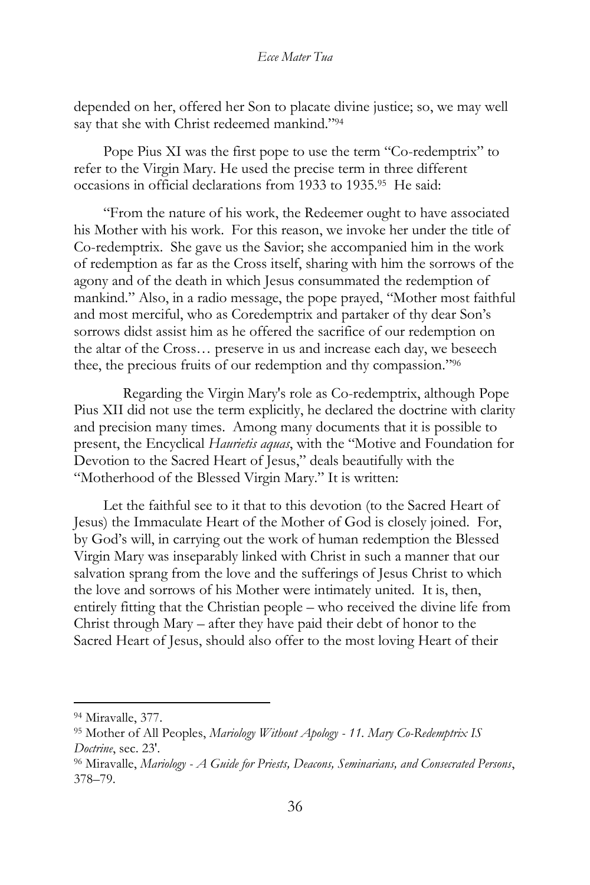depended on her, offered her Son to placate divine justice; so, we may well say that she with Christ redeemed mankind."[94]

Pope Pius XI was the first pope to use the term "Co-redemptrix" to refer to the Virgin Mary. He used the precise term in three different occasions in official declarations from 1933 to 1935.[95] He said:

"From the nature of his work, the Redeemer ought to have associated his Mother with his work. For this reason, we invoke her under the title of Co-redemptrix. She gave us the Savior; she accompanied him in the work of redemption as far as the Cross itself, sharing with him the sorrows of the agony and of the death in which Jesus consummated the redemption of mankind." Also, in a radio message, the pope prayed, "Mother most faithful and most merciful, who as Coredemptrix and partaker of thy dear Son's sorrows didst assist him as he offered the sacrifice of our redemption on the altar of the Cross… preserve in us and increase each day, we beseech thee, the precious fruits of our redemption and thy compassion."[96]

Regarding the Virgin Mary's role as Co-redemptrix, although Pope Pius XII did not use the term explicitly, he declared the doctrine with clarity and precision many times. Among many documents that it is possible to present, the Encyclical *Haurietis aquas*, with the "Motive and Foundation for Devotion to the Sacred Heart of Jesus," deals beautifully with the "Motherhood of the Blessed Virgin Mary." It is written:

Let the faithful see to it that to this devotion (to the Sacred Heart of Jesus) the Immaculate Heart of the Mother of God is closely joined. For, by God's will, in carrying out the work of human redemption the Blessed Virgin Mary was inseparably linked with Christ in such a manner that our salvation sprang from the love and the sufferings of Jesus Christ to which the love and sorrows of his Mother were intimately united. It is, then, entirely fitting that the Christian people – who received the divine life from Christ through Mary – after they have paid their debt of honor to the Sacred Heart of Jesus, should also offer to the most loving Heart of their

---

[94] Miravalle, 377.

[95] Mother of All Peoples, *Mariology Without Apology - 11. Mary Co-Redemptrix IS Doctrine*, sec. 23'.

[96] Miravalle, *Mariology - A Guide for Priests, Deacons, Seminarians, and Consecrated Persons*, 378–79.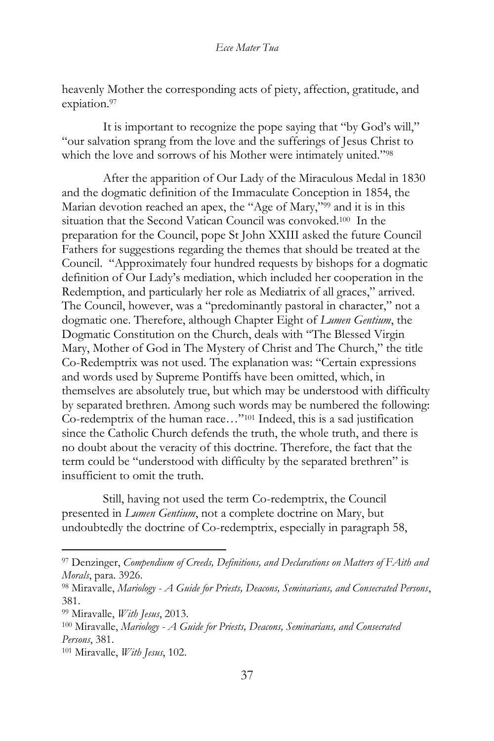heavenly Mother the corresponding acts of piety, affection, gratitude, and expiation.[97]

It is important to recognize the pope saying that "by God's will," "our salvation sprang from the love and the sufferings of Jesus Christ to which the love and sorrows of his Mother were intimately united."[98]

After the apparition of Our Lady of the Miraculous Medal in 1830 and the dogmatic definition of the Immaculate Conception in 1854, the Marian devotion reached an apex, the "Age of Mary,"[99] and it is in this situation that the Second Vatican Council was convoked.[100] In the preparation for the Council, pope St John XXIII asked the future Council Fathers for suggestions regarding the themes that should be treated at the Council. "Approximately four hundred requests by bishops for a dogmatic definition of Our Lady's mediation, which included her cooperation in the Redemption, and particularly her role as Mediatrix of all graces," arrived. The Council, however, was a "predominantly pastoral in character," not a dogmatic one. Therefore, although Chapter Eight of *Lumen Gentium*, the Dogmatic Constitution on the Church, deals with "The Blessed Virgin Mary, Mother of God in The Mystery of Christ and The Church," the title Co-Redemptrix was not used. The explanation was: "Certain expressions and words used by Supreme Pontiffs have been omitted, which, in themselves are absolutely true, but which may be understood with difficulty by separated brethren. Among such words may be numbered the following: Co-redemptrix of the human race…"[101] Indeed, this is a sad justification since the Catholic Church defends the truth, the whole truth, and there is no doubt about the veracity of this doctrine. Therefore, the fact that the term could be "understood with difficulty by the separated brethren" is insufficient to omit the truth.

Still, having not used the term Co-redemptrix, the Council presented in *Lumen Gentium*, not a complete doctrine on Mary, but undoubtedly the doctrine of Co-redemptrix, especially in paragraph 58,

---

[97] Denzinger, *Compendium of Creeds, Definitions, and Declarations on Matters of FAith and Morals*, para. 3926.

[98] Miravalle, *Mariology - A Guide for Priests, Deacons, Seminarians, and Consecrated Persons*, 381.

[99] Miravalle, *With Jesus*, 2013.

[100] Miravalle, *Mariology - A Guide for Priests, Deacons, Seminarians, and Consecrated Persons*, 381.

[101] Miravalle, *With Jesus*, 102.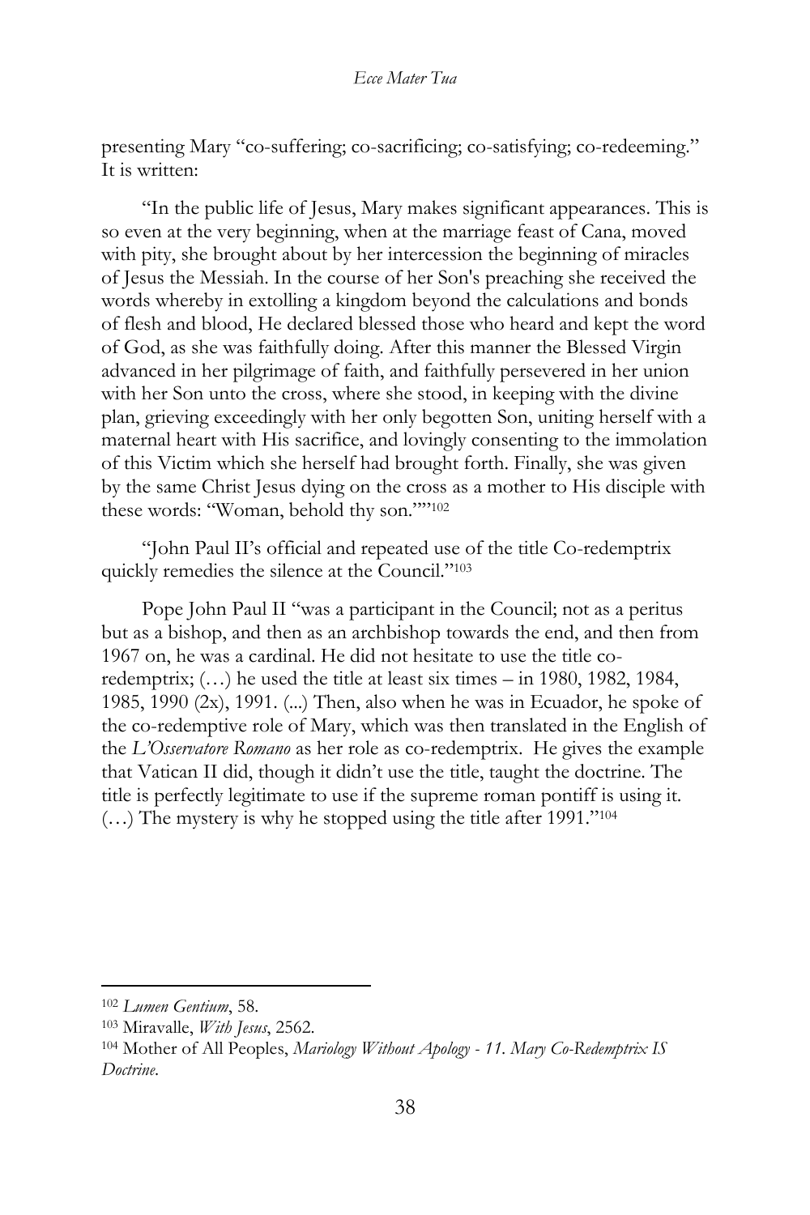presenting Mary "co-suffering; co-sacrificing; co-satisfying; co-redeeming." It is written:

"In the public life of Jesus, Mary makes significant appearances. This is so even at the very beginning, when at the marriage feast of Cana, moved with pity, she brought about by her intercession the beginning of miracles of Jesus the Messiah. In the course of her Son's preaching she received the words whereby in extolling a kingdom beyond the calculations and bonds of flesh and blood, He declared blessed those who heard and kept the word of God, as she was faithfully doing. After this manner the Blessed Virgin advanced in her pilgrimage of faith, and faithfully persevered in her union with her Son unto the cross, where she stood, in keeping with the divine plan, grieving exceedingly with her only begotten Son, uniting herself with a maternal heart with His sacrifice, and lovingly consenting to the immolation of this Victim which she herself had brought forth. Finally, she was given by the same Christ Jesus dying on the cross as a mother to His disciple with these words: "Woman, behold thy son.""[102]

"John Paul II's official and repeated use of the title Co-redemptrix quickly remedies the silence at the Council."[103]

Pope John Paul II "was a participant in the Council; not as a peritus but as a bishop, and then as an archbishop towards the end, and then from 1967 on, he was a cardinal. He did not hesitate to use the title co-redemptrix; (…) he used the title at least six times – in 1980, 1982, 1984, 1985, 1990 (2x), 1991. (...) Then, also when he was in Ecuador, he spoke of the co-redemptive role of Mary, which was then translated in the English of the *L'Osservatore Romano* as her role as co-redemptrix. He gives the example that Vatican II did, though it didn't use the title, taught the doctrine. The title is perfectly legitimate to use if the supreme roman pontiff is using it. (…) The mystery is why he stopped using the title after 1991."[104]

---

[102] *Lumen Gentium*, 58.

[103] Miravalle, *With Jesus*, 2562.

[104] Mother of All Peoples, *Mariology Without Apology - 11. Mary Co-Redemptrix IS Doctrine*.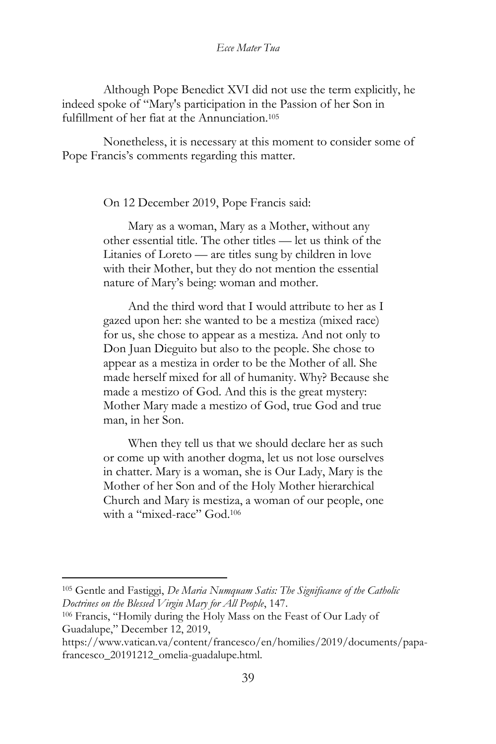Although Pope Benedict XVI did not use the term explicitly, he indeed spoke of "Mary's participation in the Passion of her Son in fulfillment of her fiat at the Annunciation.[105]

Nonetheless, it is necessary at this moment to consider some of Pope Francis's comments regarding this matter.

On 12 December 2019, Pope Francis said:

> Mary as a woman, Mary as a Mother, without any other essential title. The other titles — let us think of the Litanies of Loreto — are titles sung by children in love with their Mother, but they do not mention the essential nature of Mary's being: woman and mother.
>
> And the third word that I would attribute to her as I gazed upon her: she wanted to be a mestiza (mixed race) for us, she chose to appear as a mestiza. And not only to Don Juan Dieguito but also to the people. She chose to appear as a mestiza in order to be the Mother of all. She made herself mixed for all of humanity. Why? Because she made a mestizo of God. And this is the great mystery: Mother Mary made a mestizo of God, true God and true man, in her Son.
>
> When they tell us that we should declare her as such or come up with another dogma, let us not lose ourselves in chatter. Mary is a woman, she is Our Lady, Mary is the Mother of her Son and of the Holy Mother hierarchical Church and Mary is mestiza, a woman of our people, one with a "mixed-race" God.[106]

---

[105] Gentle and Fastiggi, *De Maria Numquam Satis: The Significance of the Catholic Doctrines on the Blessed Virgin Mary for All People*, 147.

[106] Francis, "Homily during the Holy Mass on the Feast of Our Lady of Guadalupe," December 12, 2019, https://www.vatican.va/content/francesco/en/homilies/2019/documents/papa-francesco_20191212_omelia-guadalupe.html.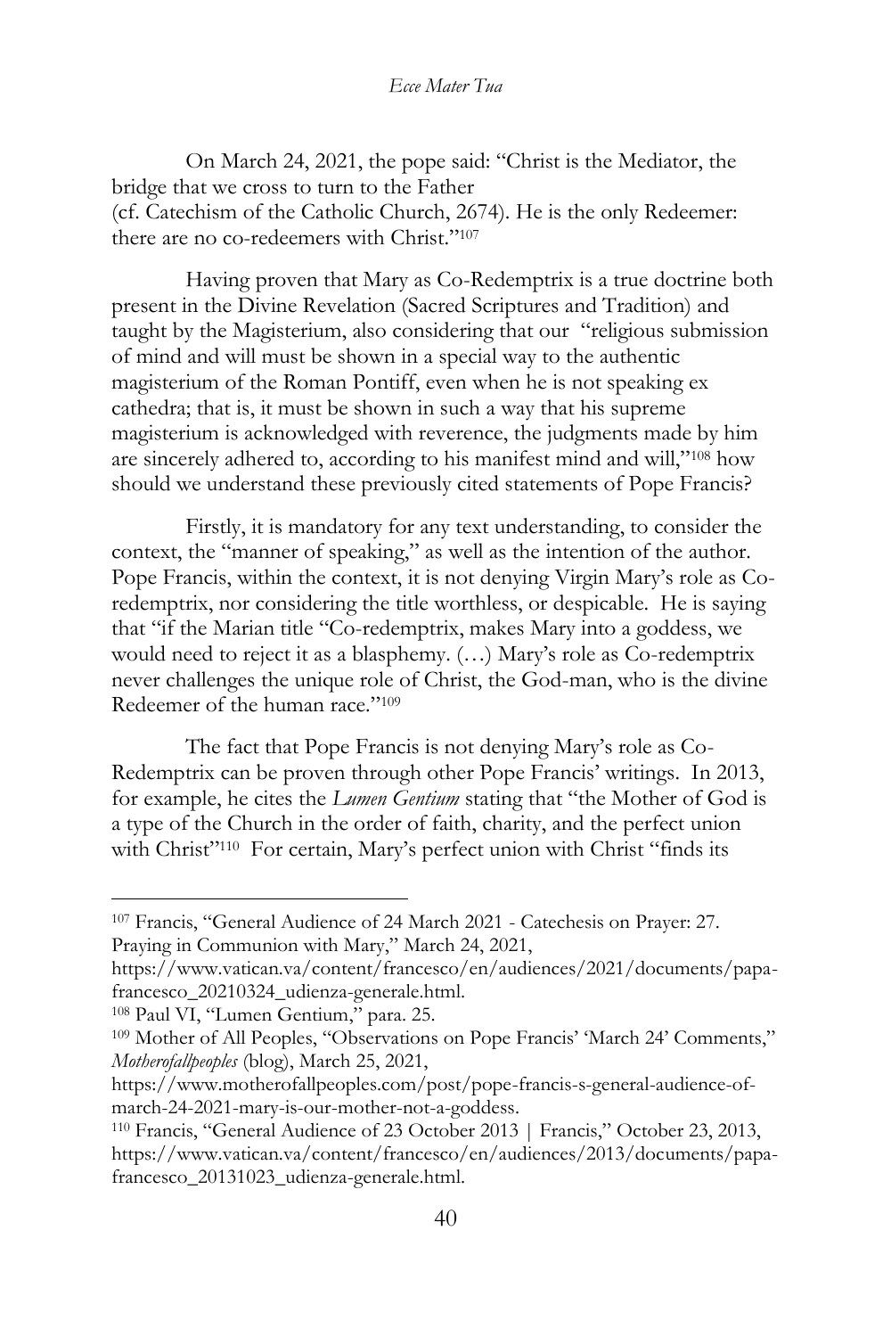On March 24, 2021, the pope said: "Christ is the Mediator, the bridge that we cross to turn to the Father (cf. Catechism of the Catholic Church, 2674). He is the only Redeemer: there are no co-redeemers with Christ."[107]

Having proven that Mary as Co-Redemptrix is a true doctrine both present in the Divine Revelation (Sacred Scriptures and Tradition) and taught by the Magisterium, also considering that our "religious submission of mind and will must be shown in a special way to the authentic magisterium of the Roman Pontiff, even when he is not speaking ex cathedra; that is, it must be shown in such a way that his supreme magisterium is acknowledged with reverence, the judgments made by him are sincerely adhered to, according to his manifest mind and will,"[108] how should we understand these previously cited statements of Pope Francis?

Firstly, it is mandatory for any text understanding, to consider the context, the "manner of speaking," as well as the intention of the author. Pope Francis, within the context, it is not denying Virgin Mary's role as Co-redemptrix, nor considering the title worthless, or despicable. He is saying that "if the Marian title "Co-redemptrix, makes Mary into a goddess, we would need to reject it as a blasphemy. (…) Mary's role as Co-redemptrix never challenges the unique role of Christ, the God-man, who is the divine Redeemer of the human race."[109]

The fact that Pope Francis is not denying Mary's role as Co-Redemptrix can be proven through other Pope Francis' writings. In 2013, for example, he cites the *Lumen Gentium* stating that "the Mother of God is a type of the Church in the order of faith, charity, and the perfect union with Christ"[110] For certain, Mary's perfect union with Christ "finds its

---

[107] Francis, "General Audience of 24 March 2021 - Catechesis on Prayer: 27. Praying in Communion with Mary," March 24, 2021, https://www.vatican.va/content/francesco/en/audiences/2021/documents/papa-francesco_20210324_udienza-generale.html.

[108] Paul VI, "Lumen Gentium," para. 25.

[109] Mother of All Peoples, "Observations on Pope Francis' 'March 24' Comments," *Motherofallpeoples* (blog), March 25, 2021, https://www.motherofallpeoples.com/post/pope-francis-s-general-audience-of-march-24-2021-mary-is-our-mother-not-a-goddess.

[110] Francis, "General Audience of 23 October 2013 | Francis," October 23, 2013, https://www.vatican.va/content/francesco/en/audiences/2013/documents/papa-francesco_20131023_udienza-generale.html.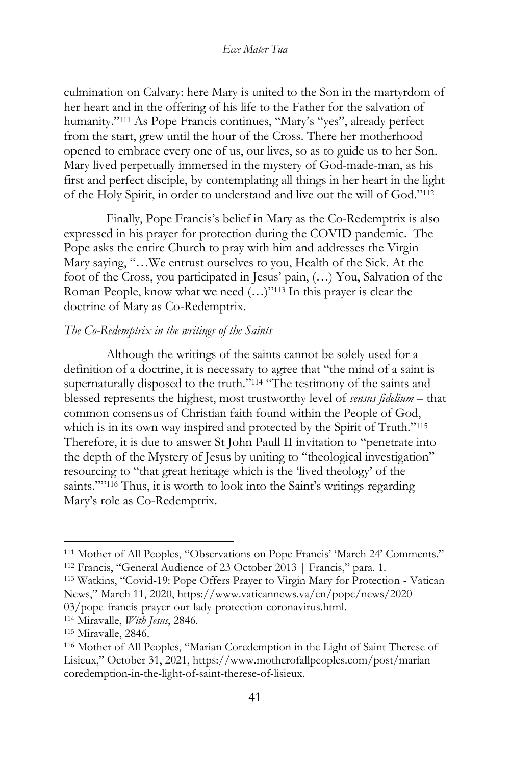culmination on Calvary: here Mary is united to the Son in the martyrdom of her heart and in the offering of his life to the Father for the salvation of humanity."[111] As Pope Francis continues, "Mary's "yes", already perfect from the start, grew until the hour of the Cross. There her motherhood opened to embrace every one of us, our lives, so as to guide us to her Son. Mary lived perpetually immersed in the mystery of God-made-man, as his first and perfect disciple, by contemplating all things in her heart in the light of the Holy Spirit, in order to understand and live out the will of God."[112]

Finally, Pope Francis's belief in Mary as the Co-Redemptrix is also expressed in his prayer for protection during the COVID pandemic. The Pope asks the entire Church to pray with him and addresses the Virgin Mary saying, "…We entrust ourselves to you, Health of the Sick. At the foot of the Cross, you participated in Jesus' pain, (…) You, Salvation of the Roman People, know what we need (…)"[113] In this prayer is clear the doctrine of Mary as Co-Redemptrix.

*The Co-Redemptrix in the writings of the Saints*

Although the writings of the saints cannot be solely used for a definition of a doctrine, it is necessary to agree that "the mind of a saint is supernaturally disposed to the truth."[114] "The testimony of the saints and blessed represents the highest, most trustworthy level of *sensus fidelium* – that common consensus of Christian faith found within the People of God, which is in its own way inspired and protected by the Spirit of Truth."[115] Therefore, it is due to answer St John Paull II invitation to "penetrate into the depth of the Mystery of Jesus by uniting to "theological investigation" resourcing to "that great heritage which is the 'lived theology' of the saints.""[116] Thus, it is worth to look into the Saint's writings regarding Mary's role as Co-Redemptrix.

---

[111] Mother of All Peoples, "Observations on Pope Francis' 'March 24' Comments."
[112] Francis, "General Audience of 23 October 2013 | Francis," para. 1.
[113] Watkins, "Covid-19: Pope Offers Prayer to Virgin Mary for Protection - Vatican News," March 11, 2020, https://www.vaticannews.va/en/pope/news/2020-03/pope-francis-prayer-our-lady-protection-coronavirus.html.
[114] Miravalle, *With Jesus*, 2846.
[115] Miravalle, 2846.
[116] Mother of All Peoples, "Marian Coredemption in the Light of Saint Therese of Lisieux," October 31, 2021, https://www.motherofallpeoples.com/post/marian-coredemption-in-the-light-of-saint-therese-of-lisieux.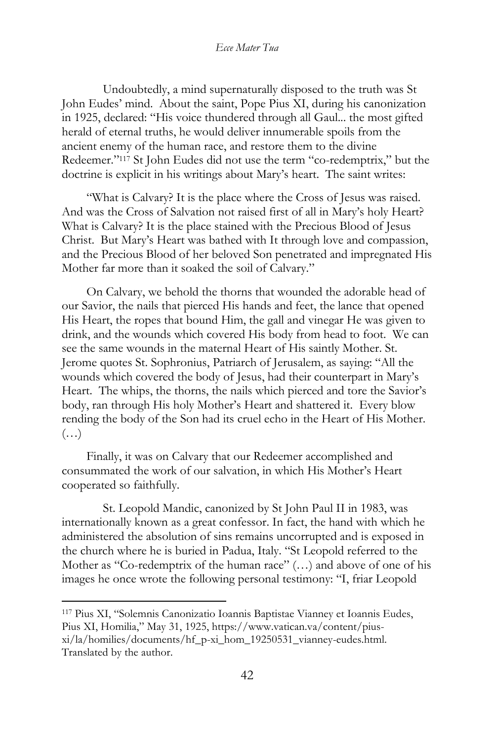Undoubtedly, a mind supernaturally disposed to the truth was St John Eudes' mind. About the saint, Pope Pius XI, during his canonization in 1925, declared: "His voice thundered through all Gaul... the most gifted herald of eternal truths, he would deliver innumerable spoils from the ancient enemy of the human race, and restore them to the divine Redeemer."[117] St John Eudes did not use the term "co-redemptrix," but the doctrine is explicit in his writings about Mary's heart. The saint writes:

> "What is Calvary? It is the place where the Cross of Jesus was raised. And was the Cross of Salvation not raised first of all in Mary's holy Heart? What is Calvary? It is the place stained with the Precious Blood of Jesus Christ. But Mary's Heart was bathed with It through love and compassion, and the Precious Blood of her beloved Son penetrated and impregnated His Mother far more than it soaked the soil of Calvary."
>
> On Calvary, we behold the thorns that wounded the adorable head of our Savior, the nails that pierced His hands and feet, the lance that opened His Heart, the ropes that bound Him, the gall and vinegar He was given to drink, and the wounds which covered His body from head to foot. We can see the same wounds in the maternal Heart of His saintly Mother. St. Jerome quotes St. Sophronius, Patriarch of Jerusalem, as saying: "All the wounds which covered the body of Jesus, had their counterpart in Mary's Heart. The whips, the thorns, the nails which pierced and tore the Savior's body, ran through His holy Mother's Heart and shattered it. Every blow rending the body of the Son had its cruel echo in the Heart of His Mother. (…)
>
> Finally, it was on Calvary that our Redeemer accomplished and consummated the work of our salvation, in which His Mother's Heart cooperated so faithfully.

St. Leopold Mandic, canonized by St John Paul II in 1983, was internationally known as a great confessor. In fact, the hand with which he administered the absolution of sins remains uncorrupted and is exposed in the church where he is buried in Padua, Italy. "St Leopold referred to the Mother as "Co-redemptrix of the human race" (…) and above of one of his images he once wrote the following personal testimony: "I, friar Leopold

---

[117] Pius XI, "Solemnis Canonizatio Ioannis Baptistae Vianney et Ioannis Eudes, Pius XI, Homilia," May 31, 1925, https://www.vatican.va/content/pius-xi/la/homilies/documents/hf_p-xi_hom_19250531_vianney-eudes.html. Translated by the author.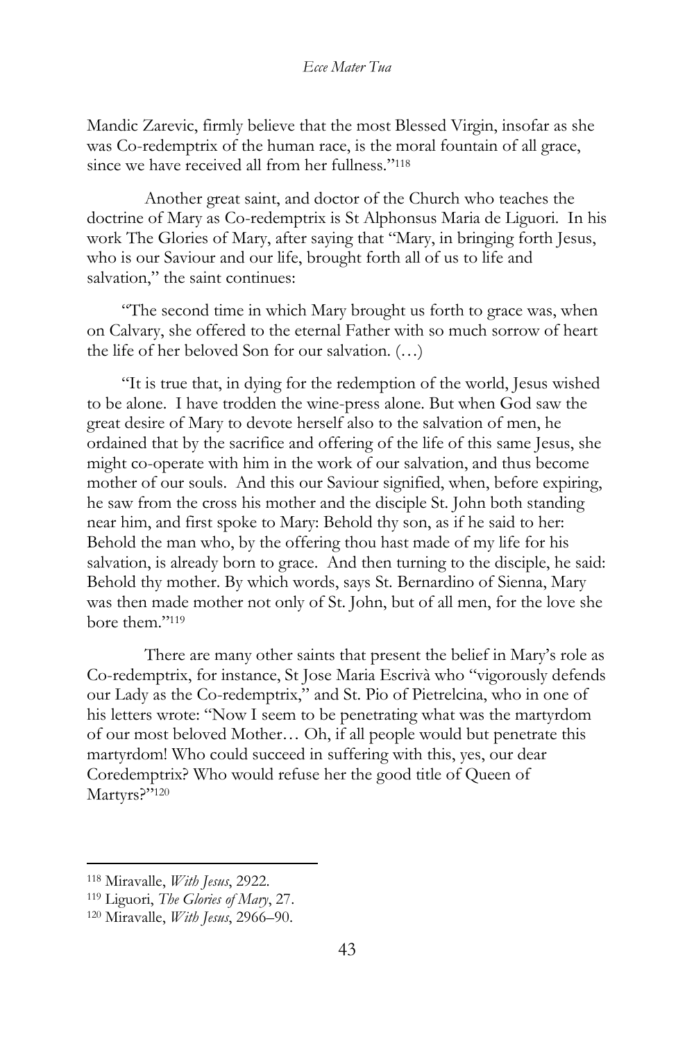Mandic Zarevic, firmly believe that the most Blessed Virgin, insofar as she was Co-redemptrix of the human race, is the moral fountain of all grace, since we have received all from her fullness."[118]

Another great saint, and doctor of the Church who teaches the doctrine of Mary as Co-redemptrix is St Alphonsus Maria de Liguori. In his work The Glories of Mary, after saying that "Mary, in bringing forth Jesus, who is our Saviour and our life, brought forth all of us to life and salvation," the saint continues:

> "The second time in which Mary brought us forth to grace was, when on Calvary, she offered to the eternal Father with so much sorrow of heart the life of her beloved Son for our salvation. (…)
>
> "It is true that, in dying for the redemption of the world, Jesus wished to be alone. I have trodden the wine-press alone. But when God saw the great desire of Mary to devote herself also to the salvation of men, he ordained that by the sacrifice and offering of the life of this same Jesus, she might co-operate with him in the work of our salvation, and thus become mother of our souls. And this our Saviour signified, when, before expiring, he saw from the cross his mother and the disciple St. John both standing near him, and first spoke to Mary: Behold thy son, as if he said to her: Behold the man who, by the offering thou hast made of my life for his salvation, is already born to grace. And then turning to the disciple, he said: Behold thy mother. By which words, says St. Bernardino of Sienna, Mary was then made mother not only of St. John, but of all men, for the love she bore them."[119]

There are many other saints that present the belief in Mary's role as Co-redemptrix, for instance, St Jose Maria Escrivà who "vigorously defends our Lady as the Co-redemptrix," and St. Pio of Pietrelcina, who in one of his letters wrote: "Now I seem to be penetrating what was the martyrdom of our most beloved Mother… Oh, if all people would but penetrate this martyrdom! Who could succeed in suffering with this, yes, our dear Coredemptrix? Who would refuse her the good title of Queen of Martyrs?"[120]

---

[118] Miravalle, *With Jesus*, 2922.

[119] Liguori, *The Glories of Mary*, 27.

[120] Miravalle, *With Jesus*, 2966–90.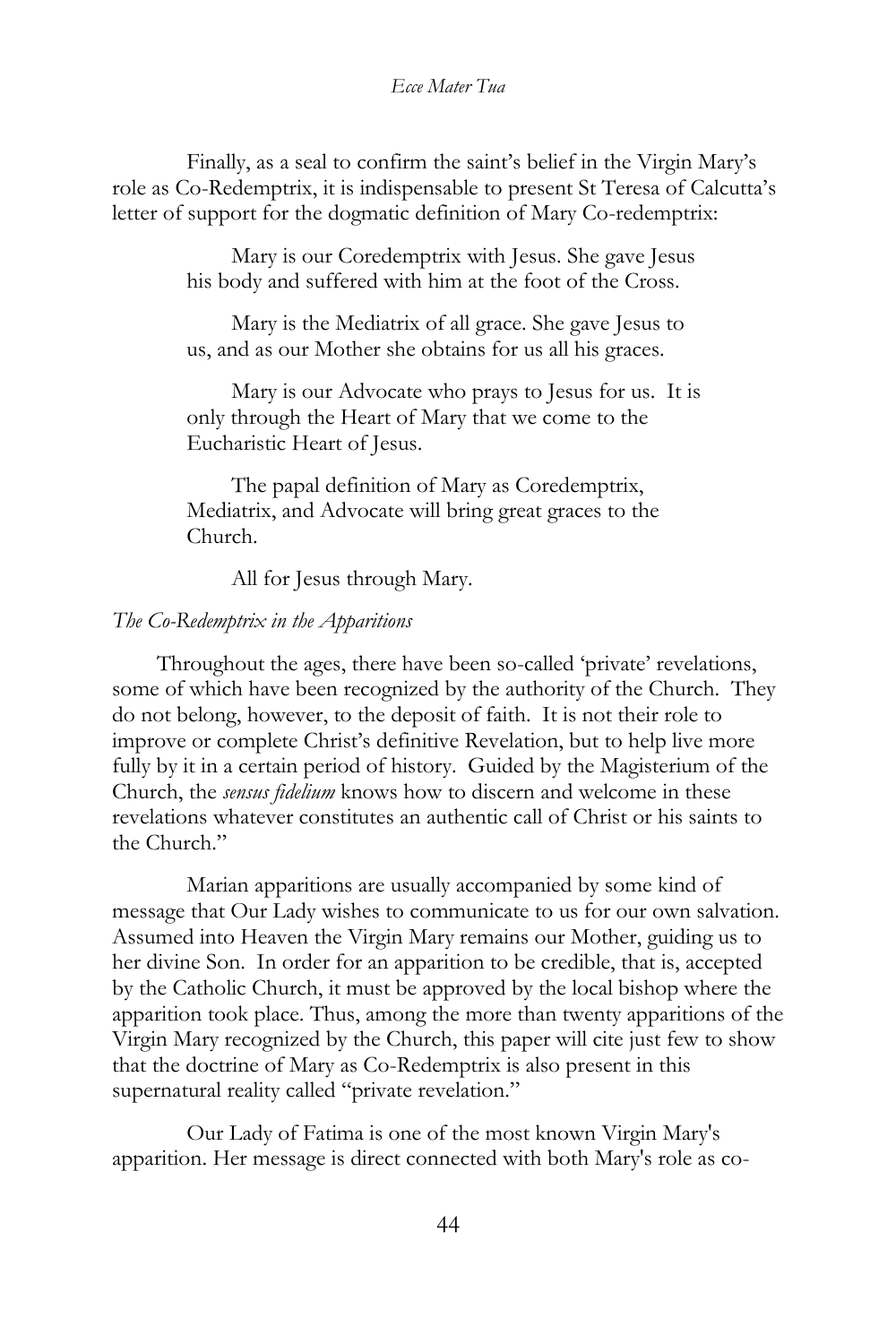Finally, as a seal to confirm the saint's belief in the Virgin Mary's role as Co-Redemptrix, it is indispensable to present St Teresa of Calcutta's letter of support for the dogmatic definition of Mary Co-redemptrix:

> Mary is our Coredemptrix with Jesus. She gave Jesus his body and suffered with him at the foot of the Cross.
>
> Mary is the Mediatrix of all grace. She gave Jesus to us, and as our Mother she obtains for us all his graces.
>
> Mary is our Advocate who prays to Jesus for us. It is only through the Heart of Mary that we come to the Eucharistic Heart of Jesus.
>
> The papal definition of Mary as Coredemptrix, Mediatrix, and Advocate will bring great graces to the Church.
>
> All for Jesus through Mary.

*The Co-Redemptrix in the Apparitions*

Throughout the ages, there have been so-called 'private' revelations, some of which have been recognized by the authority of the Church. They do not belong, however, to the deposit of faith. It is not their role to improve or complete Christ's definitive Revelation, but to help live more fully by it in a certain period of history. Guided by the Magisterium of the Church, the *sensus fidelium* knows how to discern and welcome in these revelations whatever constitutes an authentic call of Christ or his saints to the Church."

Marian apparitions are usually accompanied by some kind of message that Our Lady wishes to communicate to us for our own salvation. Assumed into Heaven the Virgin Mary remains our Mother, guiding us to her divine Son. In order for an apparition to be credible, that is, accepted by the Catholic Church, it must be approved by the local bishop where the apparition took place. Thus, among the more than twenty apparitions of the Virgin Mary recognized by the Church, this paper will cite just few to show that the doctrine of Mary as Co-Redemptrix is also present in this supernatural reality called "private revelation."

Our Lady of Fatima is one of the most known Virgin Mary's apparition. Her message is direct connected with both Mary's role as co-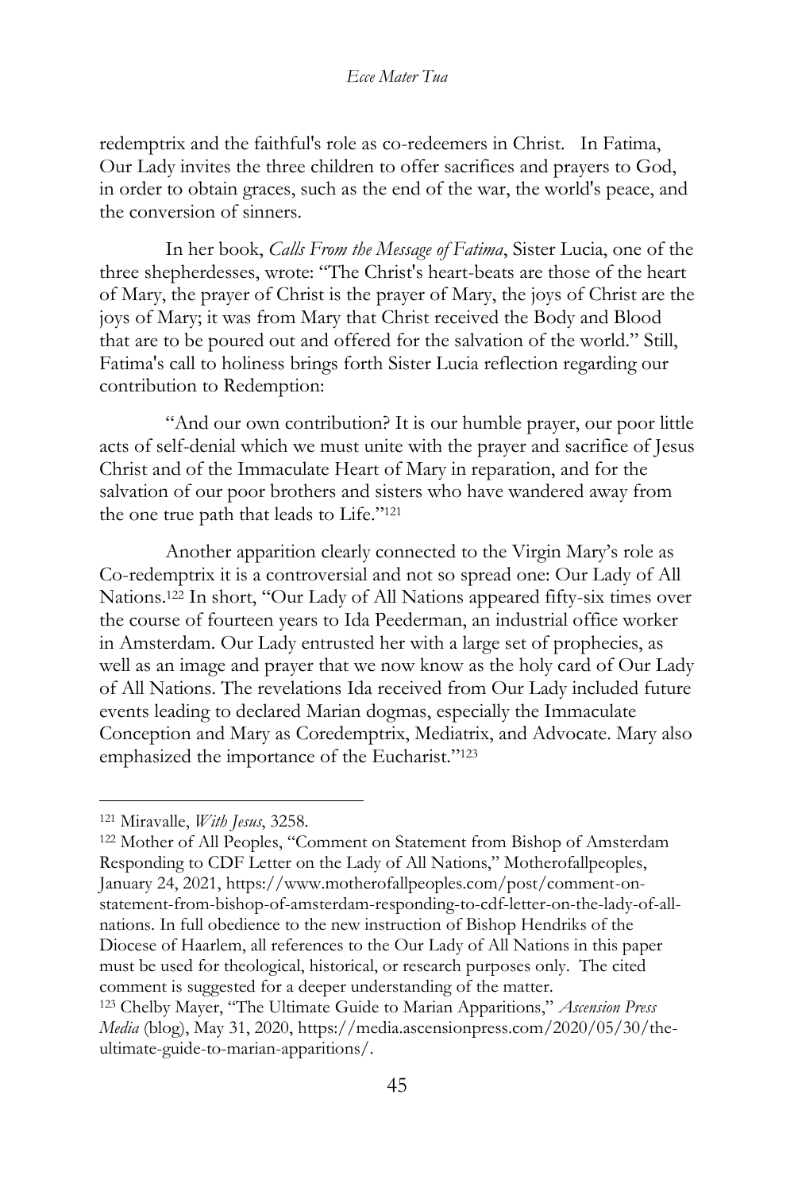redemptrix and the faithful's role as co-redeemers in Christ. In Fatima, Our Lady invites the three children to offer sacrifices and prayers to God, in order to obtain graces, such as the end of the war, the world's peace, and the conversion of sinners.

In her book, *Calls From the Message of Fatima*, Sister Lucia, one of the three shepherdesses, wrote: "The Christ's heart-beats are those of the heart of Mary, the prayer of Christ is the prayer of Mary, the joys of Christ are the joys of Mary; it was from Mary that Christ received the Body and Blood that are to be poured out and offered for the salvation of the world." Still, Fatima's call to holiness brings forth Sister Lucia reflection regarding our contribution to Redemption:

"And our own contribution? It is our humble prayer, our poor little acts of self-denial which we must unite with the prayer and sacrifice of Jesus Christ and of the Immaculate Heart of Mary in reparation, and for the salvation of our poor brothers and sisters who have wandered away from the one true path that leads to Life."[121]

Another apparition clearly connected to the Virgin Mary's role as Co-redemptrix it is a controversial and not so spread one: Our Lady of All Nations.[122] In short, "Our Lady of All Nations appeared fifty-six times over the course of fourteen years to Ida Peederman, an industrial office worker in Amsterdam. Our Lady entrusted her with a large set of prophecies, as well as an image and prayer that we now know as the holy card of Our Lady of All Nations. The revelations Ida received from Our Lady included future events leading to declared Marian dogmas, especially the Immaculate Conception and Mary as Coredemptrix, Mediatrix, and Advocate. Mary also emphasized the importance of the Eucharist."[123]

---

[121] Miravalle, *With Jesus*, 3258.

[122] Mother of All Peoples, "Comment on Statement from Bishop of Amsterdam Responding to CDF Letter on the Lady of All Nations," Motherofallpeoples, January 24, 2021, https://www.motherofallpeoples.com/post/comment-on-statement-from-bishop-of-amsterdam-responding-to-cdf-letter-on-the-lady-of-all-nations. In full obedience to the new instruction of Bishop Hendriks of the Diocese of Haarlem, all references to the Our Lady of All Nations in this paper must be used for theological, historical, or research purposes only. The cited comment is suggested for a deeper understanding of the matter.

[123] Chelby Mayer, "The Ultimate Guide to Marian Apparitions," *Ascension Press Media* (blog), May 31, 2020, https://media.ascensionpress.com/2020/05/30/the-ultimate-guide-to-marian-apparitions/.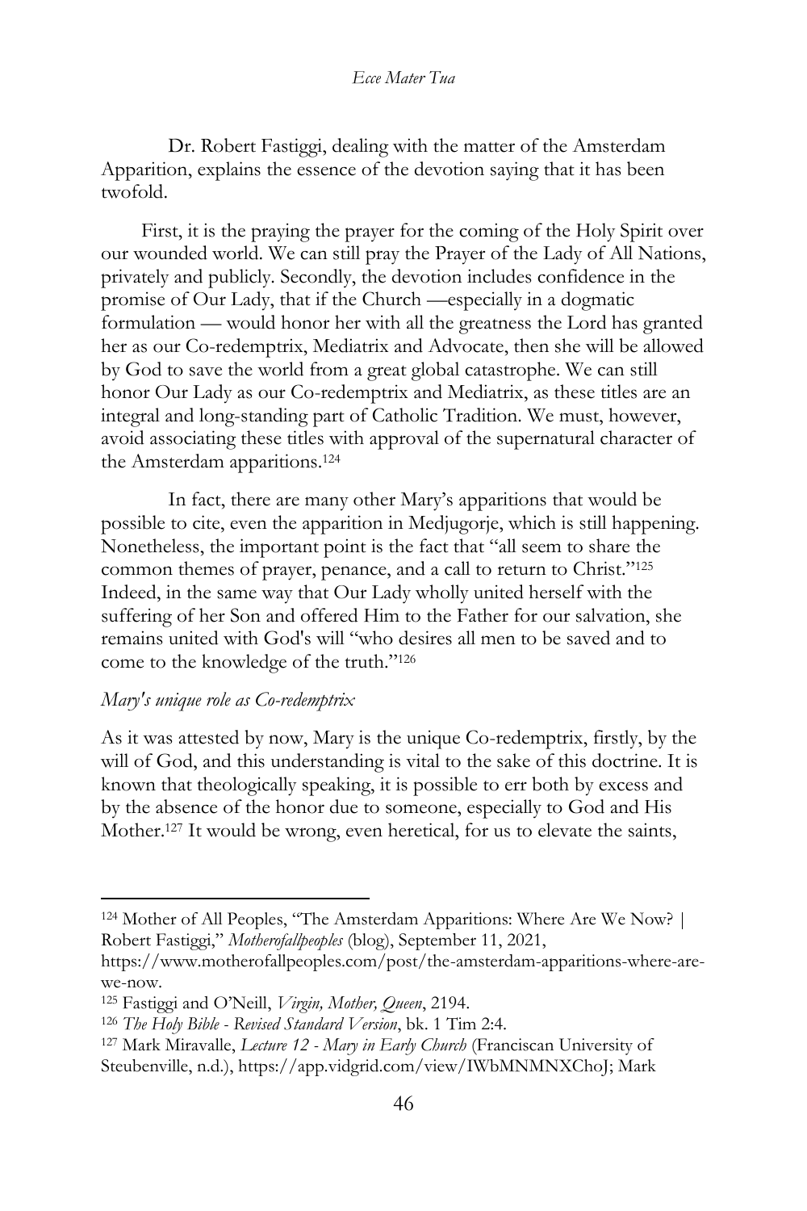Dr. Robert Fastiggi, dealing with the matter of the Amsterdam Apparition, explains the essence of the devotion saying that it has been twofold.

> First, it is the praying the prayer for the coming of the Holy Spirit over our wounded world. We can still pray the Prayer of the Lady of All Nations, privately and publicly. Secondly, the devotion includes confidence in the promise of Our Lady, that if the Church —especially in a dogmatic formulation — would honor her with all the greatness the Lord has granted her as our Co-redemptrix, Mediatrix and Advocate, then she will be allowed by God to save the world from a great global catastrophe. We can still honor Our Lady as our Co-redemptrix and Mediatrix, as these titles are an integral and long-standing part of Catholic Tradition. We must, however, avoid associating these titles with approval of the supernatural character of the Amsterdam apparitions.[124]

In fact, there are many other Mary's apparitions that would be possible to cite, even the apparition in Medjugorje, which is still happening. Nonetheless, the important point is the fact that "all seem to share the common themes of prayer, penance, and a call to return to Christ."[125] Indeed, in the same way that Our Lady wholly united herself with the suffering of her Son and offered Him to the Father for our salvation, she remains united with God's will "who desires all men to be saved and to come to the knowledge of the truth."[126]

### *Mary's unique role as Co-redemptrix*

As it was attested by now, Mary is the unique Co-redemptrix, firstly, by the will of God, and this understanding is vital to the sake of this doctrine. It is known that theologically speaking, it is possible to err both by excess and by the absence of the honor due to someone, especially to God and His Mother.[127] It would be wrong, even heretical, for us to elevate the saints,

---

[124] Mother of All Peoples, "The Amsterdam Apparitions: Where Are We Now? | Robert Fastiggi," *Motherofallpeoples* (blog), September 11, 2021, https://www.motherofallpeoples.com/post/the-amsterdam-apparitions-where-are-we-now.

[125] Fastiggi and O'Neill, *Virgin, Mother, Queen*, 2194.

[126] *The Holy Bible - Revised Standard Version*, bk. 1 Tim 2:4.

[127] Mark Miravalle, *Lecture 12 - Mary in Early Church* (Franciscan University of Steubenville, n.d.), https://app.vidgrid.com/view/IWbMNMNXChoJ; Mark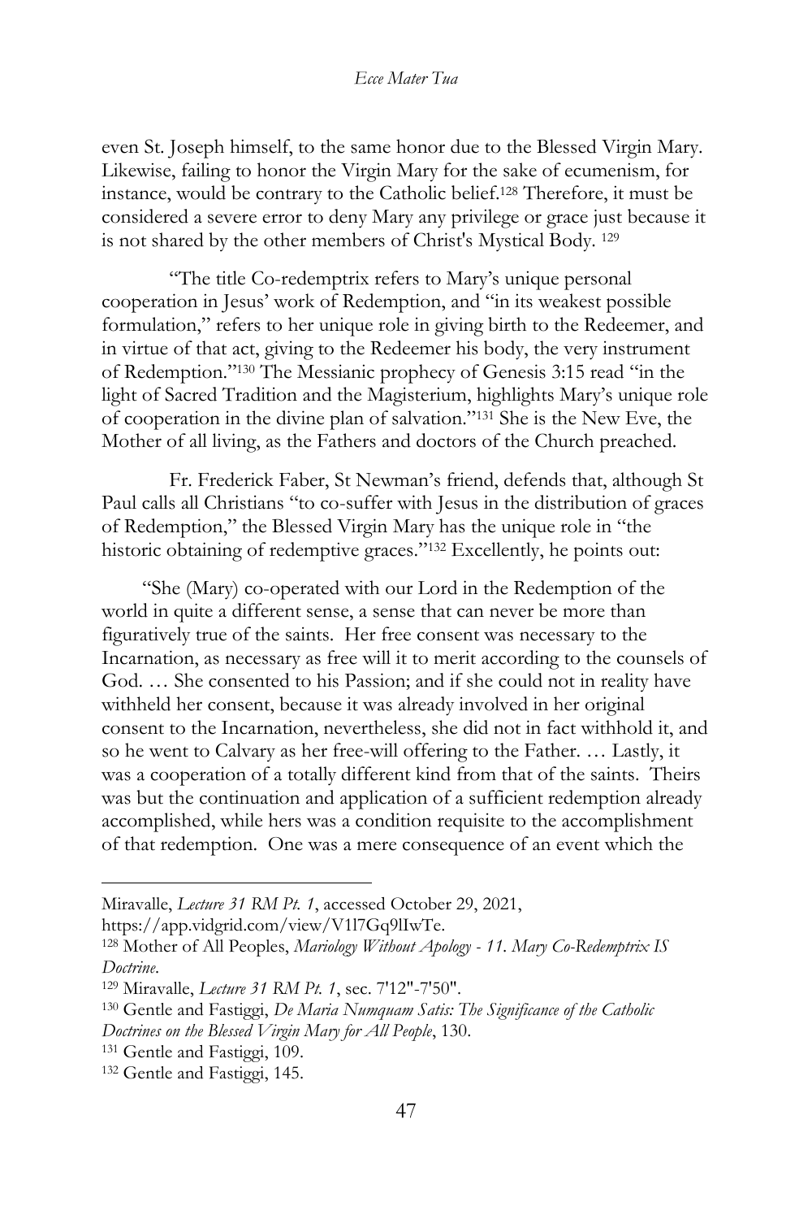even St. Joseph himself, to the same honor due to the Blessed Virgin Mary. Likewise, failing to honor the Virgin Mary for the sake of ecumenism, for instance, would be contrary to the Catholic belief.[128] Therefore, it must be considered a severe error to deny Mary any privilege or grace just because it is not shared by the other members of Christ's Mystical Body. [129]

"The title Co-redemptrix refers to Mary's unique personal cooperation in Jesus' work of Redemption, and "in its weakest possible formulation," refers to her unique role in giving birth to the Redeemer, and in virtue of that act, giving to the Redeemer his body, the very instrument of Redemption."[130] The Messianic prophecy of Genesis 3:15 read "in the light of Sacred Tradition and the Magisterium, highlights Mary's unique role of cooperation in the divine plan of salvation."[131] She is the New Eve, the Mother of all living, as the Fathers and doctors of the Church preached.

Fr. Frederick Faber, St Newman's friend, defends that, although St Paul calls all Christians "to co-suffer with Jesus in the distribution of graces of Redemption," the Blessed Virgin Mary has the unique role in "the historic obtaining of redemptive graces."[132] Excellently, he points out:

> "She (Mary) co-operated with our Lord in the Redemption of the world in quite a different sense, a sense that can never be more than figuratively true of the saints. Her free consent was necessary to the Incarnation, as necessary as free will it to merit according to the counsels of God. … She consented to his Passion; and if she could not in reality have withheld her consent, because it was already involved in her original consent to the Incarnation, nevertheless, she did not in fact withhold it, and so he went to Calvary as her free-will offering to the Father. … Lastly, it was a cooperation of a totally different kind from that of the saints. Theirs was but the continuation and application of a sufficient redemption already accomplished, while hers was a condition requisite to the accomplishment of that redemption. One was a mere consequence of an event which the

---

Miravalle, *Lecture 31 RM Pt. 1*, accessed October 29, 2021, https://app.vidgrid.com/view/V1l7Gq9lIwTe.

[128] Mother of All Peoples, *Mariology Without Apology - 11. Mary Co-Redemptrix IS Doctrine*.

[129] Miravalle, *Lecture 31 RM Pt. 1*, sec. 7'12"-7'50".

[130] Gentle and Fastiggi, *De Maria Numquam Satis: The Significance of the Catholic Doctrines on the Blessed Virgin Mary for All People*, 130.

[131] Gentle and Fastiggi, 109.

[132] Gentle and Fastiggi, 145.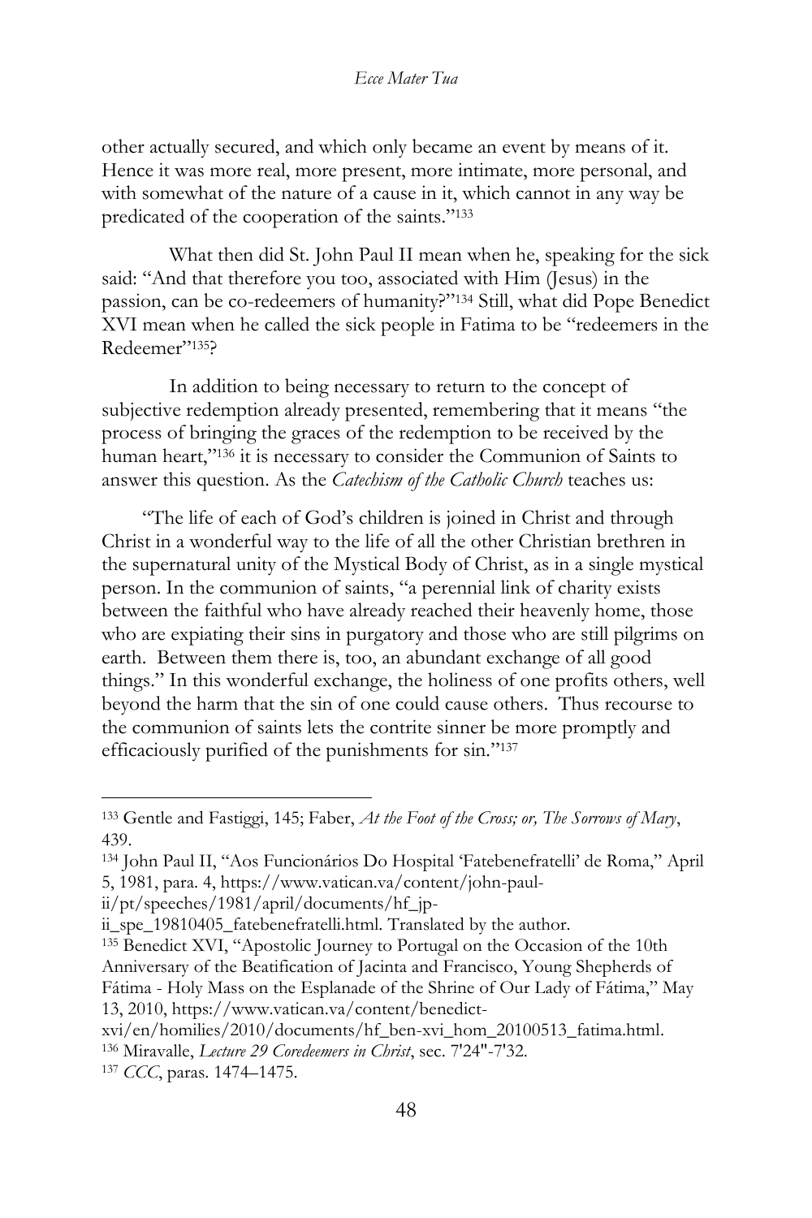other actually secured, and which only became an event by means of it. Hence it was more real, more present, more intimate, more personal, and with somewhat of the nature of a cause in it, which cannot in any way be predicated of the cooperation of the saints."[133]

What then did St. John Paul II mean when he, speaking for the sick said: "And that therefore you too, associated with Him (Jesus) in the passion, can be co-redeemers of humanity?"[134] Still, what did Pope Benedict XVI mean when he called the sick people in Fatima to be "redeemers in the Redeemer"[135]?

In addition to being necessary to return to the concept of subjective redemption already presented, remembering that it means "the process of bringing the graces of the redemption to be received by the human heart,"[136] it is necessary to consider the Communion of Saints to answer this question. As the *Catechism of the Catholic Church* teaches us:

> "The life of each of God's children is joined in Christ and through Christ in a wonderful way to the life of all the other Christian brethren in the supernatural unity of the Mystical Body of Christ, as in a single mystical person. In the communion of saints, "a perennial link of charity exists between the faithful who have already reached their heavenly home, those who are expiating their sins in purgatory and those who are still pilgrims on earth. Between them there is, too, an abundant exchange of all good things." In this wonderful exchange, the holiness of one profits others, well beyond the harm that the sin of one could cause others. Thus recourse to the communion of saints lets the contrite sinner be more promptly and efficaciously purified of the punishments for sin."[137]

---

[133] Gentle and Fastiggi, 145; Faber, *At the Foot of the Cross; or, The Sorrows of Mary*, 439.

[134] John Paul II, "Aos Funcionários Do Hospital 'Fatebenefratelli' de Roma," April 5, 1981, para. 4, https://www.vatican.va/content/john-paul-ii/pt/speeches/1981/april/documents/hf_jp-ii_spe_19810405_fatebenefratelli.html. Translated by the author.

[135] Benedict XVI, "Apostolic Journey to Portugal on the Occasion of the 10th Anniversary of the Beatification of Jacinta and Francisco, Young Shepherds of Fátima - Holy Mass on the Esplanade of the Shrine of Our Lady of Fátima," May 13, 2010, https://www.vatican.va/content/benedict-xvi/en/homilies/2010/documents/hf_ben-xvi_hom_20100513_fatima.html.

[136] Miravalle, *Lecture 29 Coredeemers in Christ*, sec. 7'24''-7'32.

[137] *CCC*, paras. 1474–1475.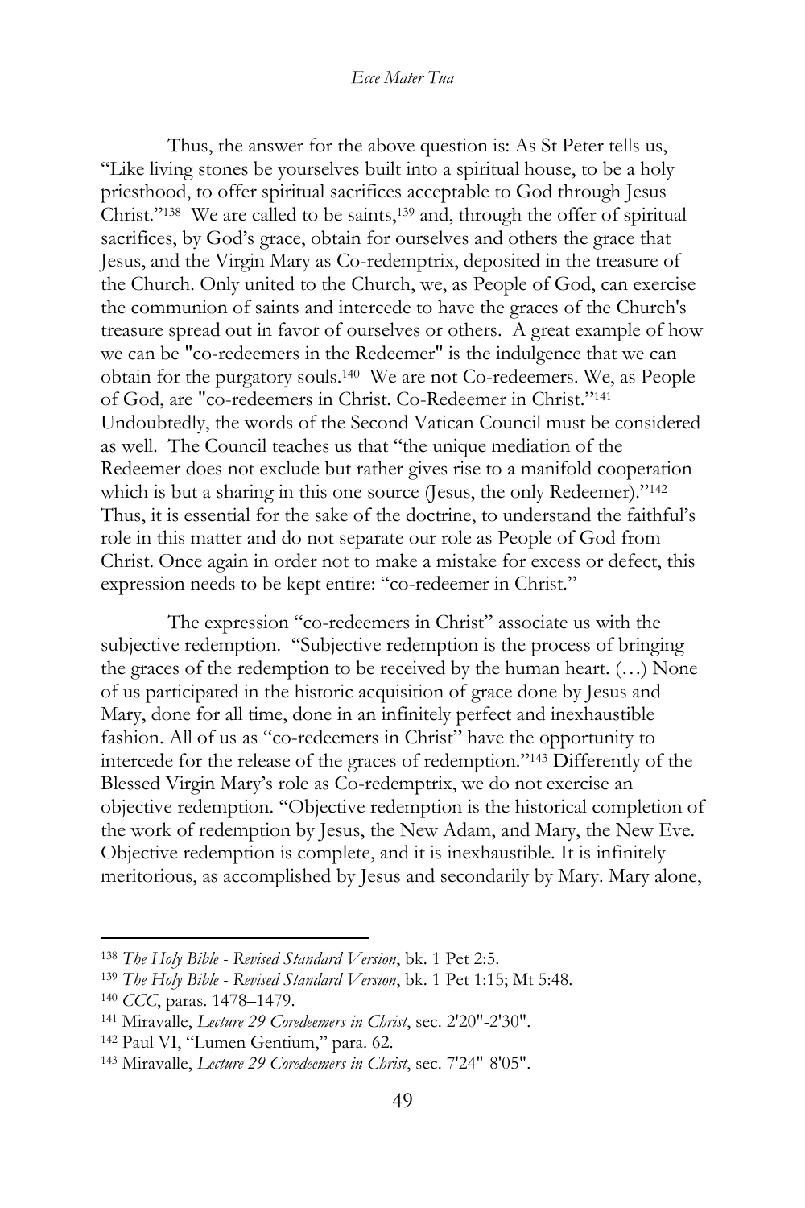Thus, the answer for the above question is: As St Peter tells us, "Like living stones be yourselves built into a spiritual house, to be a holy priesthood, to offer spiritual sacrifices acceptable to God through Jesus Christ."[138] We are called to be saints,[139] and, through the offer of spiritual sacrifices, by God's grace, obtain for ourselves and others the grace that Jesus, and the Virgin Mary as Co-redemptrix, deposited in the treasure of the Church. Only united to the Church, we, as People of God, can exercise the communion of saints and intercede to have the graces of the Church's treasure spread out in favor of ourselves or others. A great example of how we can be "co-redeemers in the Redeemer" is the indulgence that we can obtain for the purgatory souls.[140] We are not Co-redeemers. We, as People of God, are "co-redeemers in Christ. Co-Redeemer in Christ."[141] Undoubtedly, the words of the Second Vatican Council must be considered as well. The Council teaches us that "the unique mediation of the Redeemer does not exclude but rather gives rise to a manifold cooperation which is but a sharing in this one source (Jesus, the only Redeemer)."[142] Thus, it is essential for the sake of the doctrine, to understand the faithful's role in this matter and do not separate our role as People of God from Christ. Once again in order not to make a mistake for excess or defect, this expression needs to be kept entire: "co-redeemer in Christ."

The expression "co-redeemers in Christ" associate us with the subjective redemption. "Subjective redemption is the process of bringing the graces of the redemption to be received by the human heart. (…) None of us participated in the historic acquisition of grace done by Jesus and Mary, done for all time, done in an infinitely perfect and inexhaustible fashion. All of us as "co-redeemers in Christ" have the opportunity to intercede for the release of the graces of redemption."[143] Differently of the Blessed Virgin Mary's role as Co-redemptrix, we do not exercise an objective redemption. "Objective redemption is the historical completion of the work of redemption by Jesus, the New Adam, and Mary, the New Eve. Objective redemption is complete, and it is inexhaustible. It is infinitely meritorious, as accomplished by Jesus and secondarily by Mary. Mary alone,

---

[138] *The Holy Bible - Revised Standard Version*, bk. 1 Pet 2:5.

[139] *The Holy Bible - Revised Standard Version*, bk. 1 Pet 1:15; Mt 5:48.

[140] *CCC*, paras. 1478–1479.

[141] Miravalle, *Lecture 29 Coredeemers in Christ*, sec. 2'20"-2'30".

[142] Paul VI, "Lumen Gentium," para. 62.

[143] Miravalle, *Lecture 29 Coredeemers in Christ*, sec. 7'24"-8'05".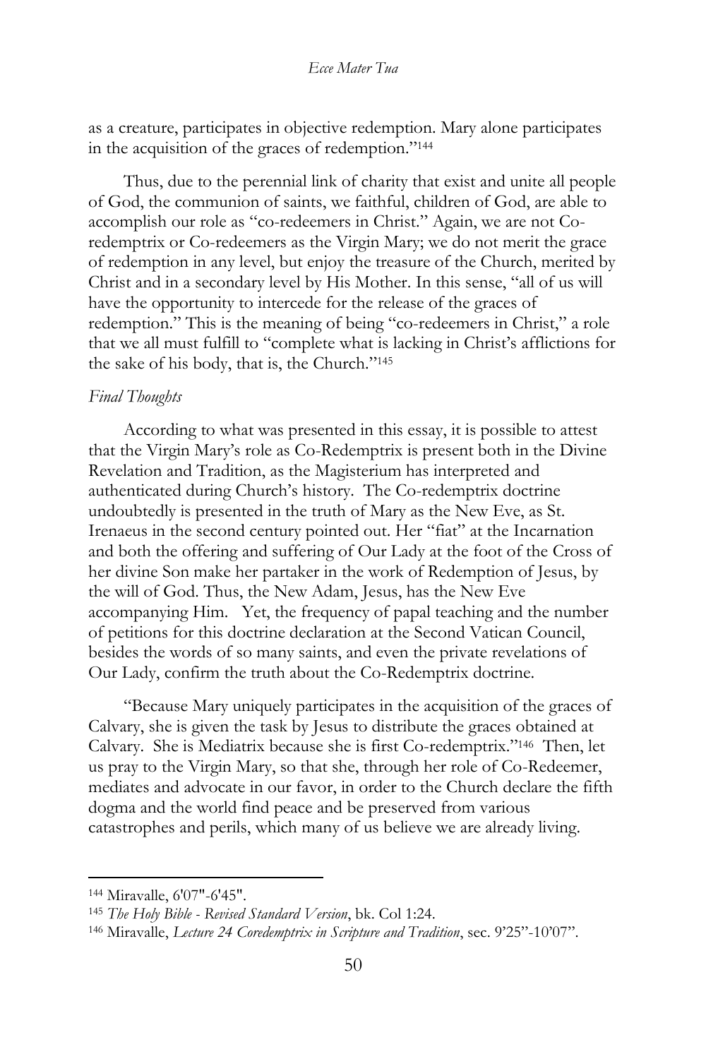as a creature, participates in objective redemption. Mary alone participates in the acquisition of the graces of redemption."[144]

Thus, due to the perennial link of charity that exist and unite all people of God, the communion of saints, we faithful, children of God, are able to accomplish our role as "co-redeemers in Christ." Again, we are not Co-redemptrix or Co-redeemers as the Virgin Mary; we do not merit the grace of redemption in any level, but enjoy the treasure of the Church, merited by Christ and in a secondary level by His Mother. In this sense, "all of us will have the opportunity to intercede for the release of the graces of redemption." This is the meaning of being "co-redeemers in Christ," a role that we all must fulfill to "complete what is lacking in Christ's afflictions for the sake of his body, that is, the Church."[145]

*Final Thoughts*

According to what was presented in this essay, it is possible to attest that the Virgin Mary's role as Co-Redemptrix is present both in the Divine Revelation and Tradition, as the Magisterium has interpreted and authenticated during Church's history. The Co-redemptrix doctrine undoubtedly is presented in the truth of Mary as the New Eve, as St. Irenaeus in the second century pointed out. Her "fiat" at the Incarnation and both the offering and suffering of Our Lady at the foot of the Cross of her divine Son make her partaker in the work of Redemption of Jesus, by the will of God. Thus, the New Adam, Jesus, has the New Eve accompanying Him. Yet, the frequency of papal teaching and the number of petitions for this doctrine declaration at the Second Vatican Council, besides the words of so many saints, and even the private revelations of Our Lady, confirm the truth about the Co-Redemptrix doctrine.

"Because Mary uniquely participates in the acquisition of the graces of Calvary, she is given the task by Jesus to distribute the graces obtained at Calvary. She is Mediatrix because she is first Co-redemptrix."[146] Then, let us pray to the Virgin Mary, so that she, through her role of Co-Redeemer, mediates and advocate in our favor, in order to the Church declare the fifth dogma and the world find peace and be preserved from various catastrophes and perils, which many of us believe we are already living.

---

[144] Miravalle, 6'07"-6'45".

[145] *The Holy Bible - Revised Standard Version*, bk. Col 1:24.

[146] Miravalle, *Lecture 24 Coredemptrix in Scripture and Tradition*, sec. 9'25"-10'07".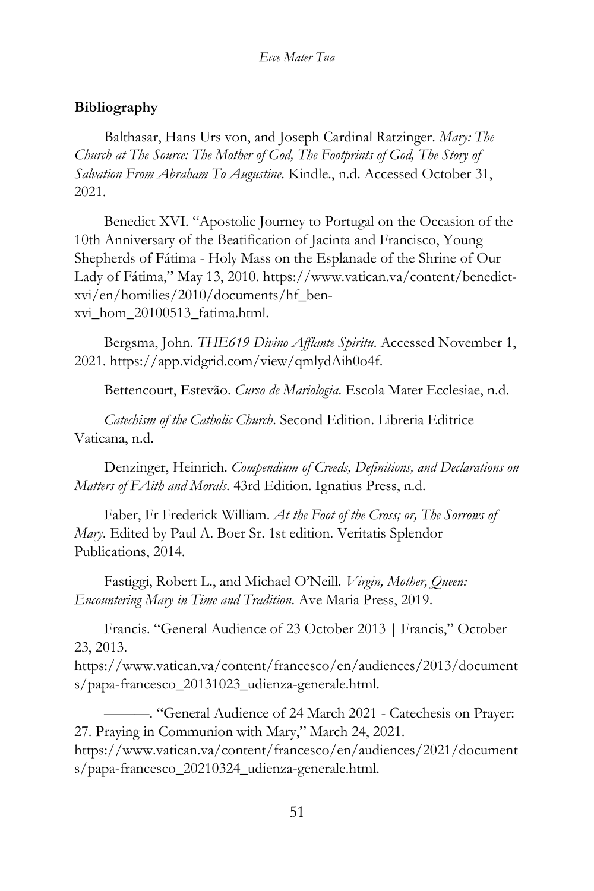**Bibliography**

Balthasar, Hans Urs von, and Joseph Cardinal Ratzinger. *Mary: The Church at The Source: The Mother of God, The Footprints of God, The Story of Salvation From Abraham To Augustine.* Kindle., n.d. Accessed October 31, 2021.

Benedict XVI. "Apostolic Journey to Portugal on the Occasion of the 10th Anniversary of the Beatification of Jacinta and Francisco, Young Shepherds of Fátima - Holy Mass on the Esplanade of the Shrine of Our Lady of Fátima," May 13, 2010. https://www.vatican.va/content/benedict-xvi/en/homilies/2010/documents/hf_ben-xvi_hom_20100513_fatima.html.

Bergsma, John. *THE619 Divino Afflante Spiritu.* Accessed November 1, 2021. https://app.vidgrid.com/view/qmlydAih0o4f.

Bettencourt, Estevão. *Curso de Mariologia*. Escola Mater Ecclesiae, n.d.

*Catechism of the Catholic Church*. Second Edition. Libreria Editrice Vaticana, n.d.

Denzinger, Heinrich. *Compendium of Creeds, Definitions, and Declarations on Matters of FAith and Morals.* 43rd Edition. Ignatius Press, n.d.

Faber, Fr Frederick William. *At the Foot of the Cross; or, The Sorrows of Mary.* Edited by Paul A. Boer Sr. 1st edition. Veritatis Splendor Publications, 2014.

Fastiggi, Robert L., and Michael O'Neill. *Virgin, Mother, Queen: Encountering Mary in Time and Tradition.* Ave Maria Press, 2019.

Francis. "General Audience of 23 October 2013 | Francis," October 23, 2013. https://www.vatican.va/content/francesco/en/audiences/2013/documents/papa-francesco_20131023_udienza-generale.html.

———. "General Audience of 24 March 2021 - Catechesis on Prayer: 27. Praying in Communion with Mary," March 24, 2021. https://www.vatican.va/content/francesco/en/audiences/2021/documents/papa-francesco_20210324_udienza-generale.html.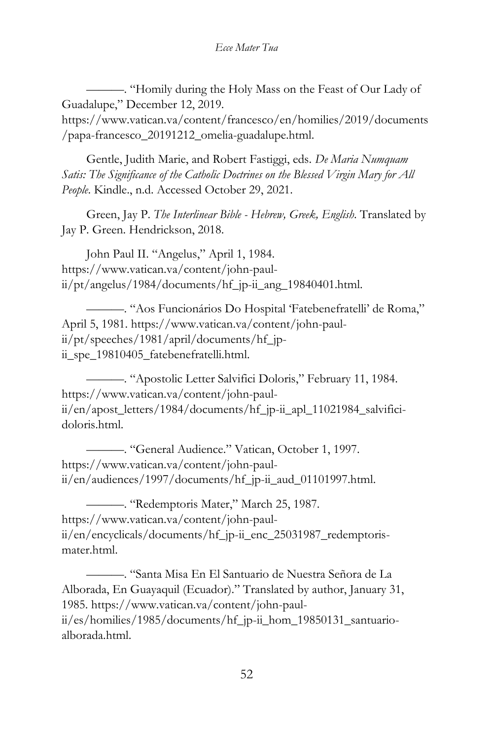———. "Homily during the Holy Mass on the Feast of Our Lady of Guadalupe," December 12, 2019. https://www.vatican.va/content/francesco/en/homilies/2019/documents/papa-francesco_20191212_omelia-guadalupe.html.

Gentle, Judith Marie, and Robert Fastiggi, eds. *De Maria Numquam Satis: The Significance of the Catholic Doctrines on the Blessed Virgin Mary for All People*. Kindle., n.d. Accessed October 29, 2021.

Green, Jay P. *The Interlinear Bible - Hebrew, Greek, English*. Translated by Jay P. Green. Hendrickson, 2018.

John Paul II. "Angelus," April 1, 1984. https://www.vatican.va/content/john-paul-ii/pt/angelus/1984/documents/hf_jp-ii_ang_19840401.html.

———. "Aos Funcionários Do Hospital 'Fatebenefratelli' de Roma," April 5, 1981. https://www.vatican.va/content/john-paul-ii/pt/speeches/1981/april/documents/hf_jp-ii_spe_19810405_fatebenefratelli.html.

———. "Apostolic Letter Salvifici Doloris," February 11, 1984. https://www.vatican.va/content/john-paul-ii/en/apost_letters/1984/documents/hf_jp-ii_apl_11021984_salvifici-doloris.html.

———. "General Audience." Vatican, October 1, 1997. https://www.vatican.va/content/john-paul-ii/en/audiences/1997/documents/hf_jp-ii_aud_01101997.html.

———. "Redemptoris Mater," March 25, 1987. https://www.vatican.va/content/john-paul-ii/en/encyclicals/documents/hf_jp-ii_enc_25031987_redemptoris-mater.html.

———. "Santa Misa En El Santuario de Nuestra Señora de La Alborada, En Guayaquil (Ecuador)." Translated by author, January 31, 1985. https://www.vatican.va/content/john-paul-ii/es/homilies/1985/documents/hf_jp-ii_hom_19850131_santuario-alborada.html.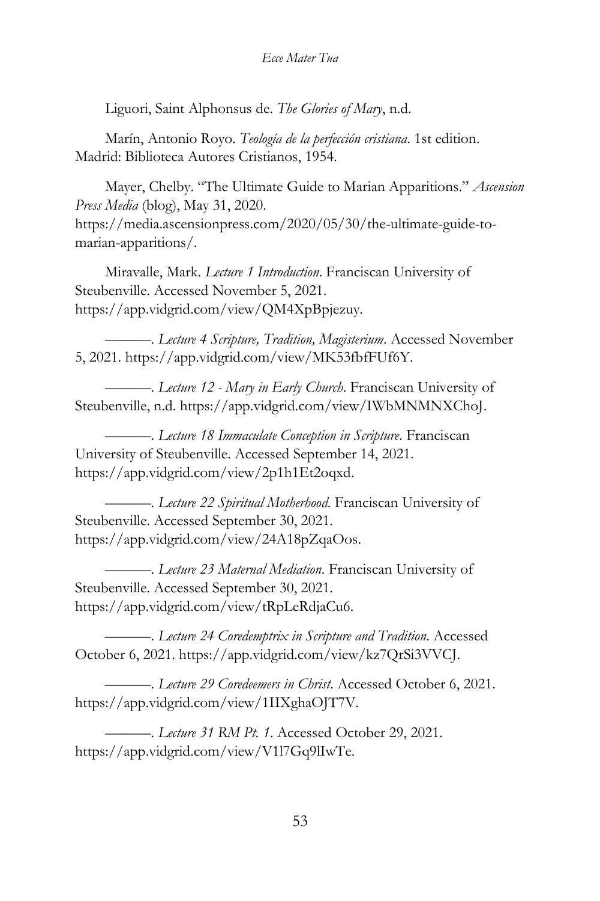Liguori, Saint Alphonsus de. *The Glories of Mary*, n.d.

Marín, Antonio Royo. *Teología de la perfección cristiana*. 1st edition. Madrid: Biblioteca Autores Cristianos, 1954.

Mayer, Chelby. "The Ultimate Guide to Marian Apparitions." *Ascension Press Media* (blog), May 31, 2020. https://media.ascensionpress.com/2020/05/30/the-ultimate-guide-to-marian-apparitions/.

Miravalle, Mark. *Lecture 1 Introduction*. Franciscan University of Steubenville. Accessed November 5, 2021. https://app.vidgrid.com/view/QM4XpBpjezuy.

———. *Lecture 4 Scripture, Tradition, Magisterium*. Accessed November 5, 2021. https://app.vidgrid.com/view/MK53fbfFUf6Y.

———. *Lecture 12 - Mary in Early Church*. Franciscan University of Steubenville, n.d. https://app.vidgrid.com/view/IWbMNMNXChoJ.

———. *Lecture 18 Immaculate Conception in Scripture*. Franciscan University of Steubenville. Accessed September 14, 2021. https://app.vidgrid.com/view/2p1h1Et2oqxd.

———. *Lecture 22 Spiritual Motherhood*. Franciscan University of Steubenville. Accessed September 30, 2021. https://app.vidgrid.com/view/24A18pZqaOos.

———. *Lecture 23 Maternal Mediation*. Franciscan University of Steubenville. Accessed September 30, 2021. https://app.vidgrid.com/view/tRpLeRdjaCu6.

———. *Lecture 24 Coredemptrix in Scripture and Tradition*. Accessed October 6, 2021. https://app.vidgrid.com/view/kz7QrSi3VVCJ.

———. *Lecture 29 Coredeemers in Christ*. Accessed October 6, 2021. https://app.vidgrid.com/view/1IIXghaOJT7V.

———. *Lecture 31 RM Pt. 1*. Accessed October 29, 2021. https://app.vidgrid.com/view/V1l7Gq9lIwTe.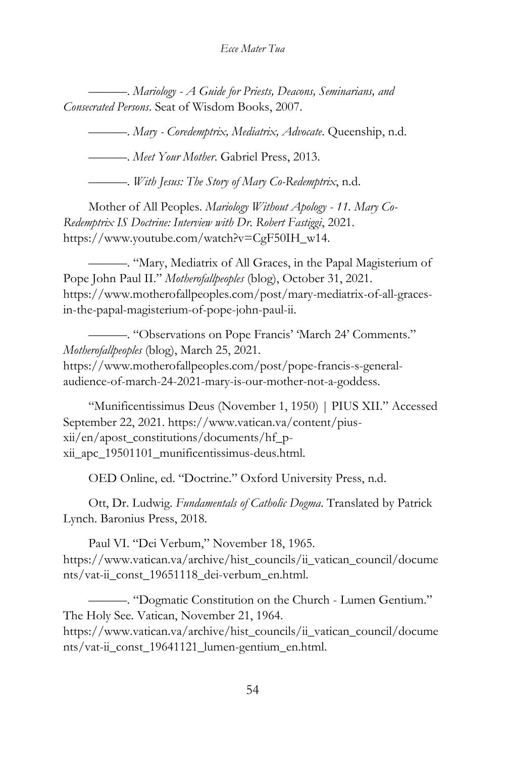———. *Mariology - A Guide for Priests, Deacons, Seminarians, and Consecrated Persons*. Seat of Wisdom Books, 2007.

———. *Mary - Coredemptrix, Mediatrix, Advocate*. Queenship, n.d.

———. *Meet Your Mother*. Gabriel Press, 2013.

———. *With Jesus: The Story of Mary Co-Redemptrix*, n.d.

Mother of All Peoples. *Mariology Without Apology - 11. Mary Co-Redemptrix IS Doctrine: Interview with Dr. Robert Fastiggi*, 2021. https://www.youtube.com/watch?v=CgF50IH_w14.

———. "Mary, Mediatrix of All Graces, in the Papal Magisterium of Pope John Paul II." *Motherofallpeoples* (blog), October 31, 2021. https://www.motherofallpeoples.com/post/mary-mediatrix-of-all-graces-in-the-papal-magisterium-of-pope-john-paul-ii.

———. "Observations on Pope Francis' 'March 24' Comments." *Motherofallpeoples* (blog), March 25, 2021. https://www.motherofallpeoples.com/post/pope-francis-s-general-audience-of-march-24-2021-mary-is-our-mother-not-a-goddess.

"Munificentissimus Deus (November 1, 1950) | PIUS XII." Accessed September 22, 2021. https://www.vatican.va/content/pius-xii/en/apost_constitutions/documents/hf_p-xii_apc_19501101_munificentissimus-deus.html.

OED Online, ed. "Doctrine." Oxford University Press, n.d.

Ott, Dr. Ludwig. *Fundamentals of Catholic Dogma*. Translated by Patrick Lynch. Baronius Press, 2018.

Paul VI. "Dei Verbum," November 18, 1965. https://www.vatican.va/archive/hist_councils/ii_vatican_council/documents/vat-ii_const_19651118_dei-verbum_en.html.

———. "Dogmatic Constitution on the Church - Lumen Gentium." The Holy See. Vatican, November 21, 1964. https://www.vatican.va/archive/hist_councils/ii_vatican_council/documents/vat-ii_const_19641121_lumen-gentium_en.html.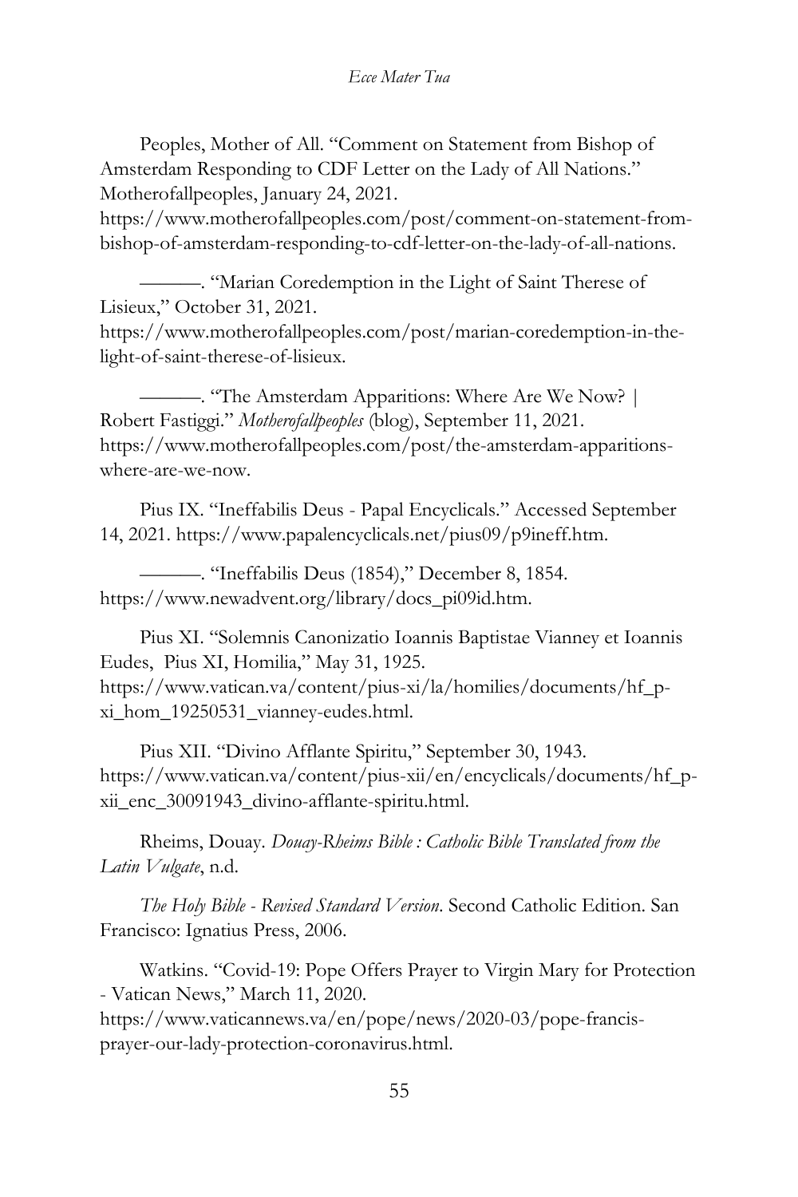Peoples, Mother of All. "Comment on Statement from Bishop of Amsterdam Responding to CDF Letter on the Lady of All Nations." Motherofallpeoples, January 24, 2021. https://www.motherofallpeoples.com/post/comment-on-statement-from-bishop-of-amsterdam-responding-to-cdf-letter-on-the-lady-of-all-nations.

———. "Marian Coredemption in the Light of Saint Therese of Lisieux," October 31, 2021. https://www.motherofallpeoples.com/post/marian-coredemption-in-the-light-of-saint-therese-of-lisieux.

———. "The Amsterdam Apparitions: Where Are We Now? | Robert Fastiggi." *Motherofallpeoples* (blog), September 11, 2021. https://www.motherofallpeoples.com/post/the-amsterdam-apparitions-where-are-we-now.

Pius IX. "Ineffabilis Deus - Papal Encyclicals." Accessed September 14, 2021. https://www.papalencyclicals.net/pius09/p9ineff.htm.

———. "Ineffabilis Deus (1854)," December 8, 1854. https://www.newadvent.org/library/docs_pi09id.htm.

Pius XI. "Solemnis Canonizatio Ioannis Baptistae Vianney et Ioannis Eudes, Pius XI, Homilia," May 31, 1925. https://www.vatican.va/content/pius-xi/la/homilies/documents/hf_p-xi_hom_19250531_vianney-eudes.html.

Pius XII. "Divino Afflante Spiritu," September 30, 1943. https://www.vatican.va/content/pius-xii/en/encyclicals/documents/hf_p-xii_enc_30091943_divino-afflante-spiritu.html.

Rheims, Douay. *Douay-Rheims Bible : Catholic Bible Translated from the Latin Vulgate*, n.d.

*The Holy Bible - Revised Standard Version*. Second Catholic Edition. San Francisco: Ignatius Press, 2006.

Watkins. "Covid-19: Pope Offers Prayer to Virgin Mary for Protection - Vatican News," March 11, 2020. https://www.vaticannews.va/en/pope/news/2020-03/pope-francis-prayer-our-lady-protection-coronavirus.html.